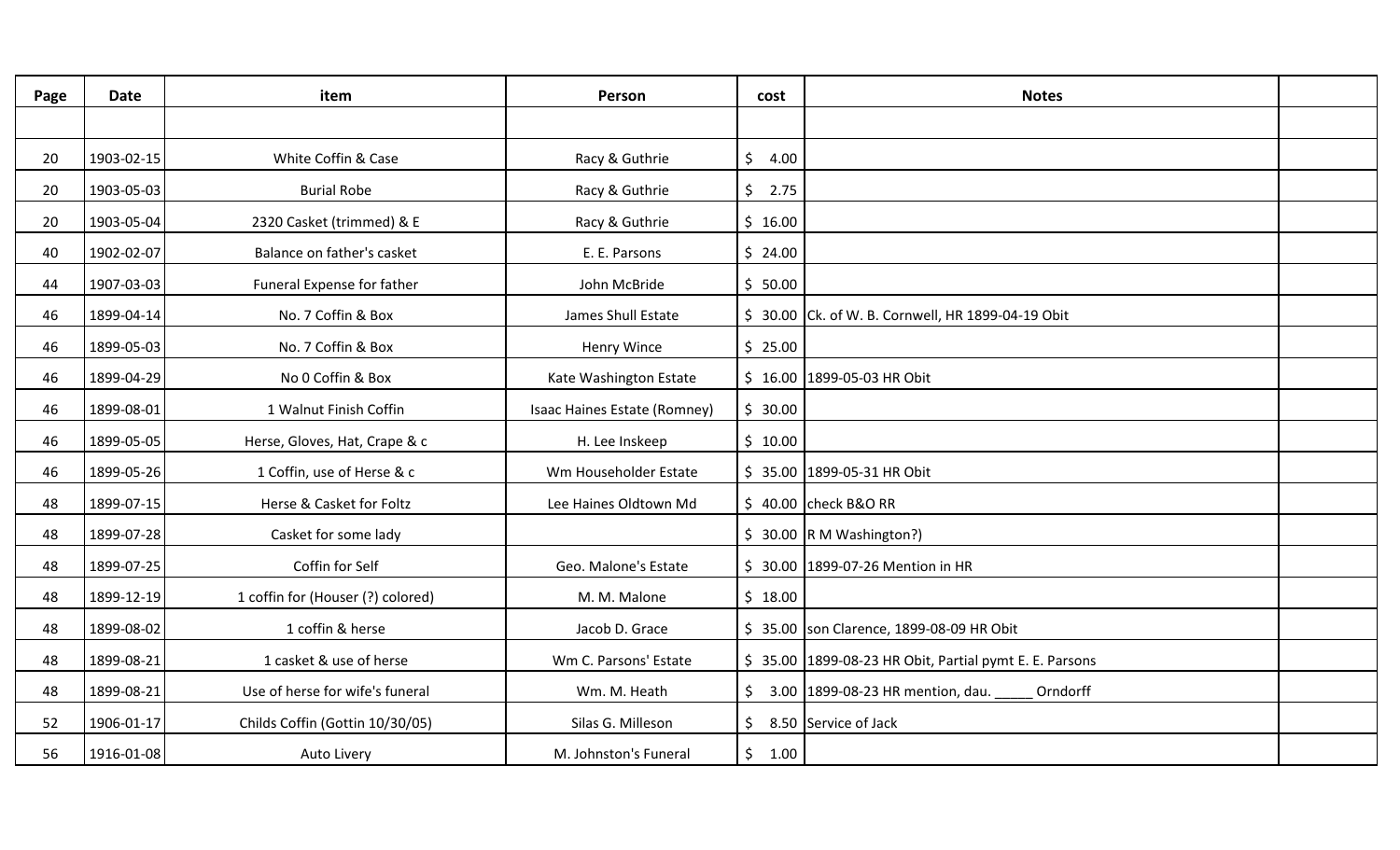| Page | Date | item | Person | cost | Notes | |
|---|---|---|---|---|---|---|
| | | | | | | |
| 20 | 1903-02-15 | White Coffin & Case | Racy & Guthrie | $ 4.00 | | |
| 20 | 1903-05-03 | Burial Robe | Racy & Guthrie | $ 2.75 | | |
| 20 | 1903-05-04 | 2320 Casket (trimmed) & E | Racy & Guthrie | $ 16.00 | | |
| 40 | 1902-02-07 | Balance on father's casket | E. E. Parsons | $ 24.00 | | |
| 44 | 1907-03-03 | Funeral Expense for father | John McBride | $ 50.00 | | |
| 46 | 1899-04-14 | No. 7 Coffin & Box | James Shull Estate | $ 30.00 | Ck. of W. B. Cornwell, HR 1899-04-19 Obit | |
| 46 | 1899-05-03 | No. 7 Coffin & Box | Henry Wince | $ 25.00 | | |
| 46 | 1899-04-29 | No 0 Coffin & Box | Kate Washington Estate | $ 16.00 | 1899-05-03 HR Obit | |
| 46 | 1899-08-01 | 1 Walnut Finish Coffin | Isaac Haines Estate (Romney) | $ 30.00 | | |
| 46 | 1899-05-05 | Herse, Gloves, Hat, Crape & c | H. Lee Inskeep | $ 10.00 | | |
| 46 | 1899-05-26 | 1 Coffin, use of Herse & c | Wm Householder Estate | $ 35.00 | 1899-05-31 HR Obit | |
| 48 | 1899-07-15 | Herse & Casket for Foltz | Lee Haines Oldtown Md | $ 40.00 | check B&O RR | |
| 48 | 1899-07-28 | Casket for some lady | | $ 30.00 | R M Washington?) | |
| 48 | 1899-07-25 | Coffin for Self | Geo. Malone's Estate | $ 30.00 | 1899-07-26 Mention in HR | |
| 48 | 1899-12-19 | 1 coffin for (Houser (?) colored) | M. M. Malone | $ 18.00 | | |
| 48 | 1899-08-02 | 1 coffin & herse | Jacob D. Grace | $ 35.00 | son Clarence, 1899-08-09 HR Obit | |
| 48 | 1899-08-21 | 1 casket & use of herse | Wm C. Parsons' Estate | $ 35.00 | 1899-08-23 HR Obit, Partial pymt E. E. Parsons | |
| 48 | 1899-08-21 | Use of herse for wife's funeral | Wm. M. Heath | $ 3.00 | 1899-08-23 HR mention, dau. _____ Orndorff | |
| 52 | 1906-01-17 | Childs Coffin (Gottin 10/30/05) | Silas G. Milleson | $ 8.50 | Service of Jack | |
| 56 | 1916-01-08 | Auto Livery | M. Johnston's Funeral | $ 1.00 | | |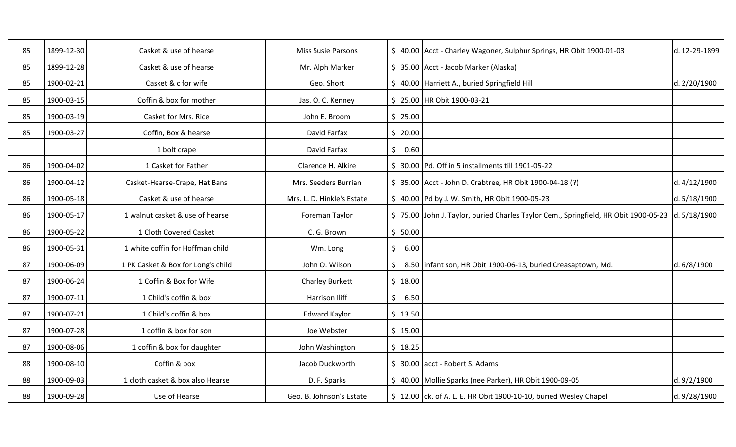| | | | | | | |
|---|---|---|---|---|---|---|
| 85 | 1899-12-30 | Casket & use of hearse | Miss Susie Parsons | $ 40.00 | Acct - Charley Wagoner, Sulphur Springs, HR Obit 1900-01-03 | d. 12-29-1899 |
| 85 | 1899-12-28 | Casket & use of hearse | Mr. Alph Marker | $ 35.00 | Acct - Jacob Marker (Alaska) | |
| 85 | 1900-02-21 | Casket & c for wife | Geo. Short | $ 40.00 | Harriett A., buried Springfield Hill | d. 2/20/1900 |
| 85 | 1900-03-15 | Coffin & box for mother | Jas. O. C. Kenney | $ 25.00 | HR Obit 1900-03-21 | |
| 85 | 1900-03-19 | Casket for Mrs. Rice | John E. Broom | $ 25.00 | | |
| 85 | 1900-03-27 | Coffin, Box & hearse | David Farfax | $ 20.00 | | |
| | | 1 bolt crape | David Farfax | $ 0.60 | | |
| 86 | 1900-04-02 | 1 Casket for Father | Clarence H. Alkire | $ 30.00 | Pd. Off in 5 installments till 1901-05-22 | |
| 86 | 1900-04-12 | Casket-Hearse-Crape, Hat Bans | Mrs. Seeders Burrian | $ 35.00 | Acct - John D. Crabtree, HR Obit 1900-04-18 (?) | d. 4/12/1900 |
| 86 | 1900-05-18 | Casket & use of hearse | Mrs. L. D. Hinkle's Estate | $ 40.00 | Pd by J. W. Smith, HR Obit 1900-05-23 | d. 5/18/1900 |
| 86 | 1900-05-17 | 1 walnut casket & use of hearse | Foreman Taylor | $ 75.00 | John J. Taylor, buried Charles Taylor Cem., Springfield, HR Obit 1900-05-23 | d. 5/18/1900 |
| 86 | 1900-05-22 | 1 Cloth Covered Casket | C. G. Brown | $ 50.00 | | |
| 86 | 1900-05-31 | 1 white coffin for Hoffman child | Wm. Long | $ 6.00 | | |
| 87 | 1900-06-09 | 1 PK Casket & Box for Long's child | John O. Wilson | $ 8.50 | infant son, HR Obit 1900-06-13, buried Creasaptown, Md. | d. 6/8/1900 |
| 87 | 1900-06-24 | 1 Coffin & Box for Wife | Charley Burkett | $ 18.00 | | |
| 87 | 1900-07-11 | 1 Child's coffin & box | Harrison Iliff | $ 6.50 | | |
| 87 | 1900-07-21 | 1 Child's coffin & box | Edward Kaylor | $ 13.50 | | |
| 87 | 1900-07-28 | 1 coffin & box for son | Joe Webster | $ 15.00 | | |
| 87 | 1900-08-06 | 1 coffin & box for daughter | John Washington | $ 18.25 | | |
| 88 | 1900-08-10 | Coffin & box | Jacob Duckworth | $ 30.00 | acct - Robert S. Adams | |
| 88 | 1900-09-03 | 1 cloth casket & box also Hearse | D. F. Sparks | $ 40.00 | Mollie Sparks (nee Parker), HR Obit 1900-09-05 | d. 9/2/1900 |
| 88 | 1900-09-28 | Use of Hearse | Geo. B. Johnson's Estate | $ 12.00 | ck. of A. L. E. HR Obit 1900-10-10, buried Wesley Chapel | d. 9/28/1900 |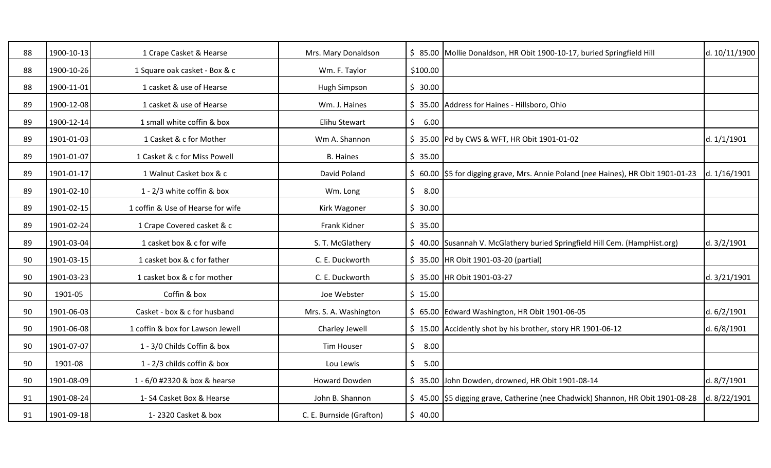| | | | | | | |
|---|---|---|---|---|---|---|
| 88 | 1900-10-13 | 1 Crape Casket & Hearse | Mrs. Mary Donaldson | $ 85.00 | Mollie Donaldson, HR Obit 1900-10-17, buried Springfield Hill | d. 10/11/1900 |
| 88 | 1900-10-26 | 1 Square oak casket - Box & c | Wm. F. Taylor | $100.00 | | |
| 88 | 1900-11-01 | 1 casket & use of Hearse | Hugh Simpson | $ 30.00 | | |
| 89 | 1900-12-08 | 1 casket & use of Hearse | Wm. J. Haines | $ 35.00 | Address for Haines - Hillsboro, Ohio | |
| 89 | 1900-12-14 | 1 small white coffin & box | Elihu Stewart | $ 6.00 | | |
| 89 | 1901-01-03 | 1 Casket & c for Mother | Wm A. Shannon | $ 35.00 | Pd by CWS & WFT, HR Obit 1901-01-02 | d. 1/1/1901 |
| 89 | 1901-01-07 | 1 Casket & c for Miss Powell | B. Haines | $ 35.00 | | |
| 89 | 1901-01-17 | 1 Walnut Casket box & c | David Poland | $ 60.00 | $5 for digging grave, Mrs. Annie Poland (nee Haines), HR Obit 1901-01-23 | d. 1/16/1901 |
| 89 | 1901-02-10 | 1 - 2/3 white coffin & box | Wm. Long | $ 8.00 | | |
| 89 | 1901-02-15 | 1 coffin & Use of Hearse for wife | Kirk Wagoner | $ 30.00 | | |
| 89 | 1901-02-24 | 1 Crape Covered casket & c | Frank Kidner | $ 35.00 | | |
| 89 | 1901-03-04 | 1 casket box & c for wife | S. T. McGlathery | $ 40.00 | Susannah V. McGlathery buried Springfield Hill Cem. (HampHist.org) | d. 3/2/1901 |
| 90 | 1901-03-15 | 1 casket box & c for father | C. E. Duckworth | $ 35.00 | HR Obit 1901-03-20 (partial) | |
| 90 | 1901-03-23 | 1 casket box & c for mother | C. E. Duckworth | $ 35.00 | HR Obit 1901-03-27 | d. 3/21/1901 |
| 90 | 1901-05 | Coffin & box | Joe Webster | $ 15.00 | | |
| 90 | 1901-06-03 | Casket - box & c for husband | Mrs. S. A. Washington | $ 65.00 | Edward Washington, HR Obit 1901-06-05 | d. 6/2/1901 |
| 90 | 1901-06-08 | 1 coffin & box for Lawson Jewell | Charley Jewell | $ 15.00 | Accidently shot by his brother, story HR 1901-06-12 | d. 6/8/1901 |
| 90 | 1901-07-07 | 1 - 3/0 Childs Coffin & box | Tim Houser | $ 8.00 | | |
| 90 | 1901-08 | 1 - 2/3 childs coffin & box | Lou Lewis | $ 5.00 | | |
| 90 | 1901-08-09 | 1 - 6/0 #2320 & box & hearse | Howard Dowden | $ 35.00 | John Dowden, drowned, HR Obit 1901-08-14 | d. 8/7/1901 |
| 91 | 1901-08-24 | 1- S4 Casket Box & Hearse | John B. Shannon | $ 45.00 | $5 digging grave, Catherine (nee Chadwick) Shannon, HR Obit 1901-08-28 | d. 8/22/1901 |
| 91 | 1901-09-18 | 1- 2320 Casket & box | C. E. Burnside (Grafton) | $ 40.00 | | |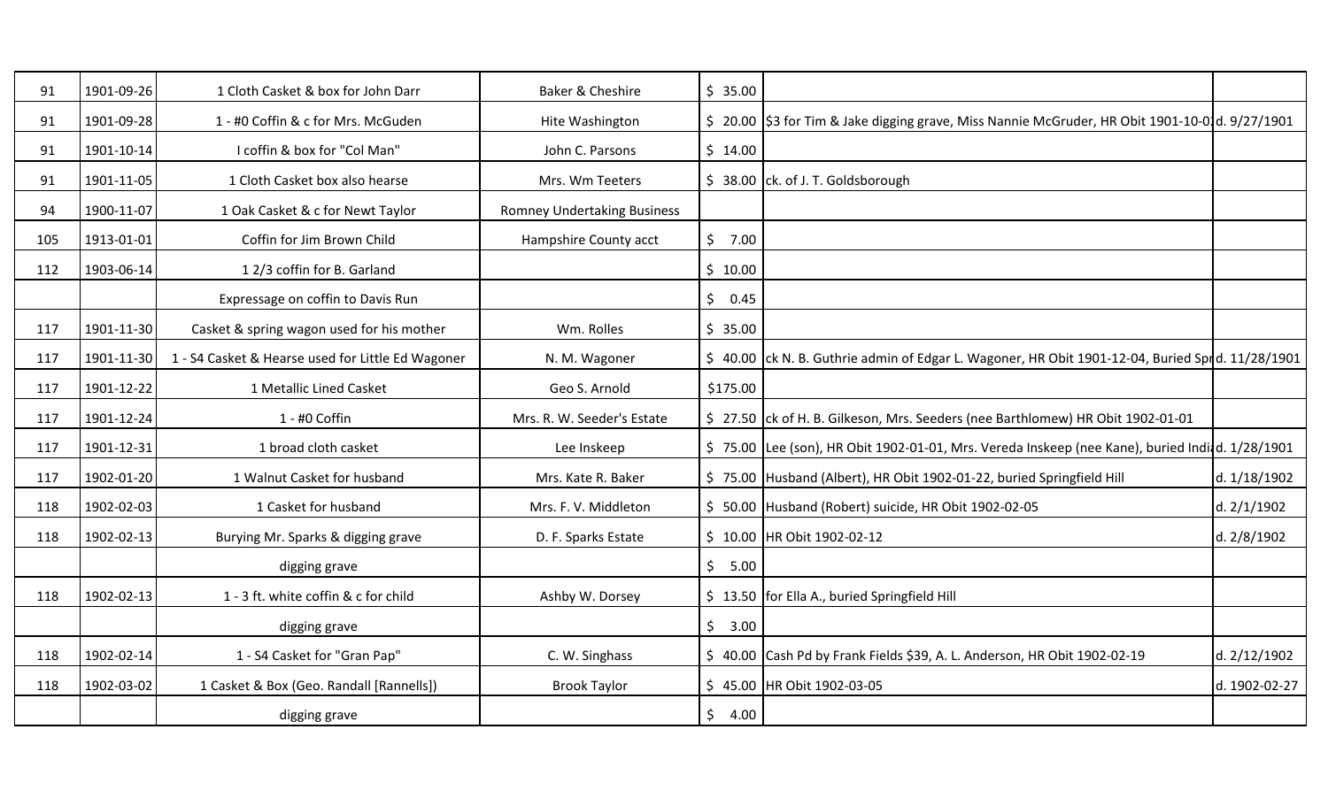| | | | | | | |
|---|---|---|---|---|---|---|
| 91 | 1901-09-26 | 1 Cloth Casket & box for John Darr | Baker & Cheshire | $ 35.00 | | |
| 91 | 1901-09-28 | 1 - #0 Coffin & c for Mrs. McGuden | Hite Washington | $ 20.00 | $3 for Tim & Jake digging grave, Miss Nannie McGruder, HR Obit 1901-10-0 | d. 9/27/1901 |
| 91 | 1901-10-14 | I coffin & box for "Col Man" | John C. Parsons | $ 14.00 | | |
| 91 | 1901-11-05 | 1 Cloth Casket box also hearse | Mrs. Wm Teeters | $ 38.00 | ck. of J. T. Goldsborough | |
| 94 | 1900-11-07 | 1 Oak Casket & c for Newt Taylor | Romney Undertaking Business | | | |
| 105 | 1913-01-01 | Coffin for Jim Brown Child | Hampshire County acct | $ 7.00 | | |
| 112 | 1903-06-14 | 1 2/3 coffin for B. Garland | | $ 10.00 | | |
| | | Expressage on coffin to Davis Run | | $ 0.45 | | |
| 117 | 1901-11-30 | Casket & spring wagon used for his mother | Wm. Rolles | $ 35.00 | | |
| 117 | 1901-11-30 | 1 - S4 Casket & Hearse used for Little Ed Wagoner | N. M. Wagoner | $ 40.00 | ck N. B. Guthrie admin of Edgar L. Wagoner, HR Obit 1901-12-04, Buried Spr | d. 11/28/1901 |
| 117 | 1901-12-22 | 1 Metallic Lined Casket | Geo S. Arnold | $175.00 | | |
| 117 | 1901-12-24 | 1 - #0 Coffin | Mrs. R. W. Seeder's Estate | $ 27.50 | ck of H. B. Gilkeson, Mrs. Seeders (nee Barthlomew) HR Obit 1902-01-01 | |
| 117 | 1901-12-31 | 1 broad cloth casket | Lee Inskeep | $ 75.00 | Lee (son), HR Obit 1902-01-01, Mrs. Vereda Inskeep (nee Kane), buried Indi | d. 1/28/1901 |
| 117 | 1902-01-20 | 1 Walnut Casket for husband | Mrs. Kate R. Baker | $ 75.00 | Husband (Albert), HR Obit 1902-01-22, buried Springfield Hill | d. 1/18/1902 |
| 118 | 1902-02-03 | 1 Casket for husband | Mrs. F. V. Middleton | $ 50.00 | Husband (Robert) suicide, HR Obit 1902-02-05 | d. 2/1/1902 |
| 118 | 1902-02-13 | Burying Mr. Sparks & digging grave | D. F. Sparks Estate | $ 10.00 | HR Obit 1902-02-12 | d. 2/8/1902 |
| | | digging grave | | $ 5.00 | | |
| 118 | 1902-02-13 | 1 - 3 ft. white coffin & c for child | Ashby W. Dorsey | $ 13.50 | for Ella A., buried Springfield Hill | |
| | | digging grave | | $ 3.00 | | |
| 118 | 1902-02-14 | 1 - S4 Casket for "Gran Pap" | C. W. Singhass | $ 40.00 | Cash Pd by Frank Fields $39, A. L. Anderson, HR Obit 1902-02-19 | d. 2/12/1902 |
| 118 | 1902-03-02 | 1 Casket & Box (Geo. Randall [Rannells]) | Brook Taylor | $ 45.00 | HR Obit 1902-03-05 | d. 1902-02-27 |
| | | digging grave | | $ 4.00 | | |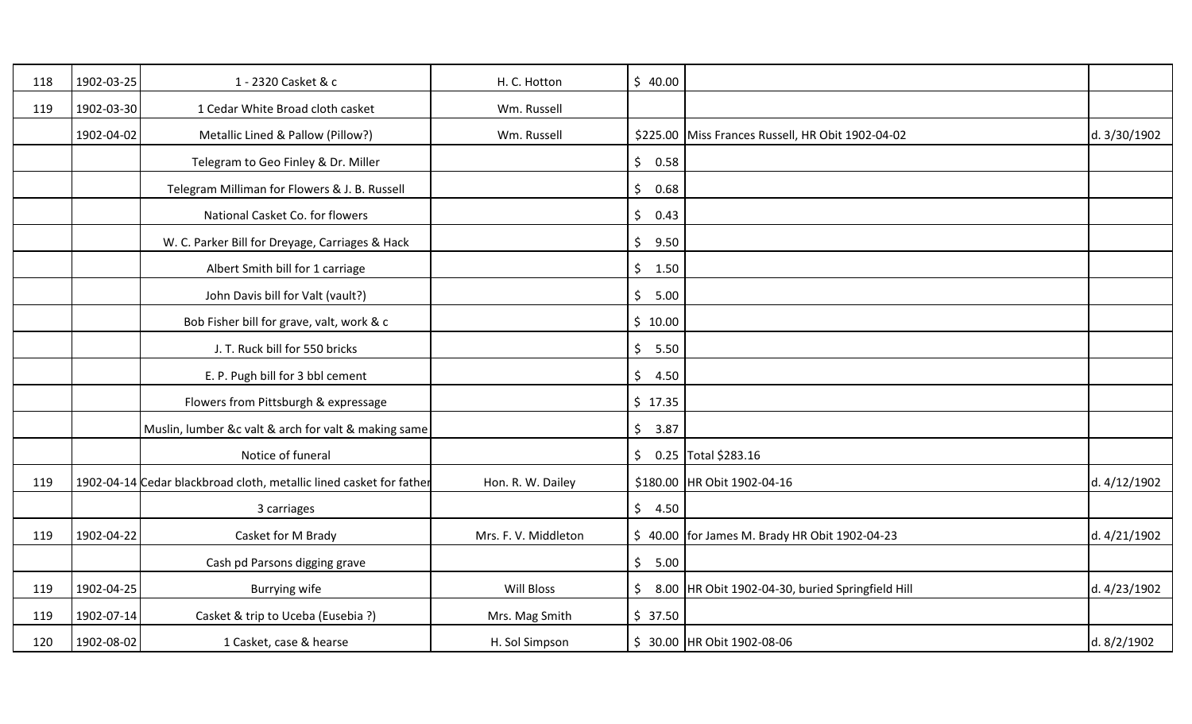| | | | | | | |
|---|---|---|---|---|---|---|
| 118 | 1902-03-25 | 1 - 2320 Casket & c | H. C. Hotton | $ 40.00 | | |
| 119 | 1902-03-30 | 1 Cedar White Broad cloth casket | Wm. Russell | | | |
| | 1902-04-02 | Metallic Lined & Pallow (Pillow?) | Wm. Russell | $225.00 | Miss Frances Russell, HR Obit 1902-04-02 | d. 3/30/1902 |
| | | Telegram to Geo Finley & Dr. Miller | | $ 0.58 | | |
| | | Telegram Milliman for Flowers & J. B. Russell | | $ 0.68 | | |
| | | National Casket Co. for flowers | | $ 0.43 | | |
| | | W. C. Parker Bill for Dreyage, Carriages & Hack | | $ 9.50 | | |
| | | Albert Smith bill for 1 carriage | | $ 1.50 | | |
| | | John Davis bill for Valt (vault?) | | $ 5.00 | | |
| | | Bob Fisher bill for grave, valt, work & c | | $ 10.00 | | |
| | | J. T. Ruck bill for 550 bricks | | $ 5.50 | | |
| | | E. P. Pugh bill for 3 bbl cement | | $ 4.50 | | |
| | | Flowers from Pittsburgh & expressage | | $ 17.35 | | |
| | | Muslin, lumber &c valt & arch for valt & making same | | $ 3.87 | | |
| | | Notice of funeral | | $ 0.25 | Total $283.16 | |
| 119 | 1902-04-14 | Cedar blackbroad cloth, metallic lined casket for father | Hon. R. W. Dailey | $180.00 | HR Obit 1902-04-16 | d. 4/12/1902 |
| | | 3 carriages | | $ 4.50 | | |
| 119 | 1902-04-22 | Casket for M Brady | Mrs. F. V. Middleton | $ 40.00 | for James M. Brady HR Obit 1902-04-23 | d. 4/21/1902 |
| | | Cash pd Parsons digging grave | | $ 5.00 | | |
| 119 | 1902-04-25 | Burrying wife | Will Bloss | $ 8.00 | HR Obit 1902-04-30, buried Springfield Hill | d. 4/23/1902 |
| 119 | 1902-07-14 | Casket & trip to Uceba (Eusebia ?) | Mrs. Mag Smith | $ 37.50 | | |
| 120 | 1902-08-02 | 1 Casket, case & hearse | H. Sol Simpson | $ 30.00 | HR Obit 1902-08-06 | d. 8/2/1902 |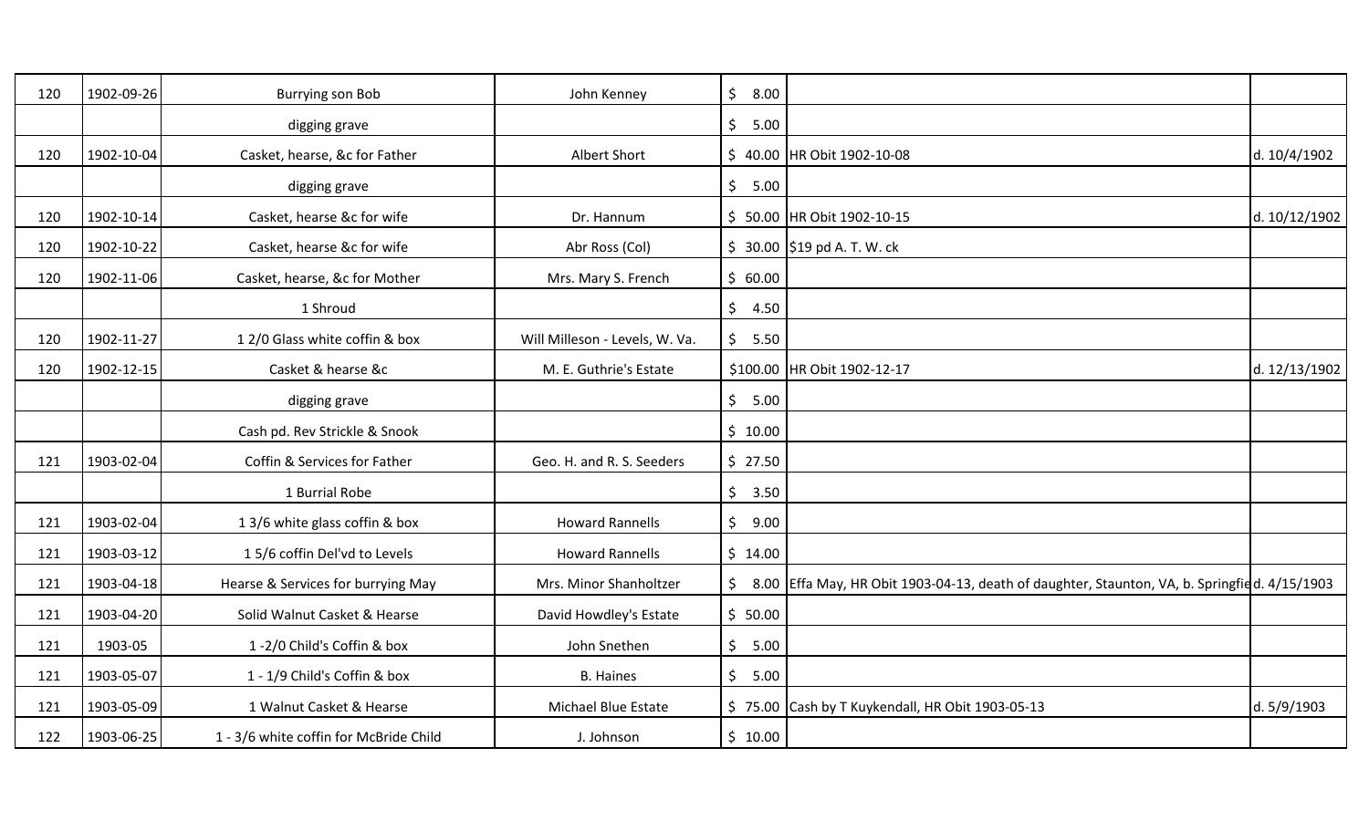| | | | | | | |
|---|---|---|---|---|---|---|
| 120 | 1902-09-26 | Burrying son Bob | John Kenney | $ 8.00 | | |
| | | digging grave | | $ 5.00 | | |
| 120 | 1902-10-04 | Casket, hearse, &c for Father | Albert Short | $ 40.00 | HR Obit 1902-10-08 | d. 10/4/1902 |
| | | digging grave | | $ 5.00 | | |
| 120 | 1902-10-14 | Casket, hearse &c for wife | Dr. Hannum | $ 50.00 | HR Obit 1902-10-15 | d. 10/12/1902 |
| 120 | 1902-10-22 | Casket, hearse &c for wife | Abr Ross (Col) | $ 30.00 | $19 pd A. T. W. ck | |
| 120 | 1902-11-06 | Casket, hearse, &c for Mother | Mrs. Mary S. French | $ 60.00 | | |
| | | 1 Shroud | | $ 4.50 | | |
| 120 | 1902-11-27 | 1 2/0 Glass white coffin & box | Will Milleson - Levels, W. Va. | $ 5.50 | | |
| 120 | 1902-12-15 | Casket & hearse &c | M. E. Guthrie's Estate | $100.00 | HR Obit 1902-12-17 | d. 12/13/1902 |
| | | digging grave | | $ 5.00 | | |
| | | Cash pd. Rev Strickle & Snook | | $ 10.00 | | |
| 121 | 1903-02-04 | Coffin & Services for Father | Geo. H. and R. S. Seeders | $ 27.50 | | |
| | | 1 Burrial Robe | | $ 3.50 | | |
| 121 | 1903-02-04 | 1 3/6 white glass coffin & box | Howard Rannells | $ 9.00 | | |
| 121 | 1903-03-12 | 1 5/6 coffin Del'vd to Levels | Howard Rannells | $ 14.00 | | |
| 121 | 1903-04-18 | Hearse & Services for burrying May | Mrs. Minor Shanholtzer | $ 8.00 | Effa May, HR Obit 1903-04-13, death of daughter, Staunton, VA, b. Springfie | d. 4/15/1903 |
| 121 | 1903-04-20 | Solid Walnut Casket & Hearse | David Howdley's Estate | $ 50.00 | | |
| 121 | 1903-05 | 1 -2/0 Child's Coffin & box | John Snethen | $ 5.00 | | |
| 121 | 1903-05-07 | 1 - 1/9 Child's Coffin & box | B. Haines | $ 5.00 | | |
| 121 | 1903-05-09 | 1 Walnut Casket & Hearse | Michael Blue Estate | $ 75.00 | Cash by T Kuykendall, HR Obit 1903-05-13 | d. 5/9/1903 |
| 122 | 1903-06-25 | 1 - 3/6 white coffin for McBride Child | J. Johnson | $ 10.00 | | |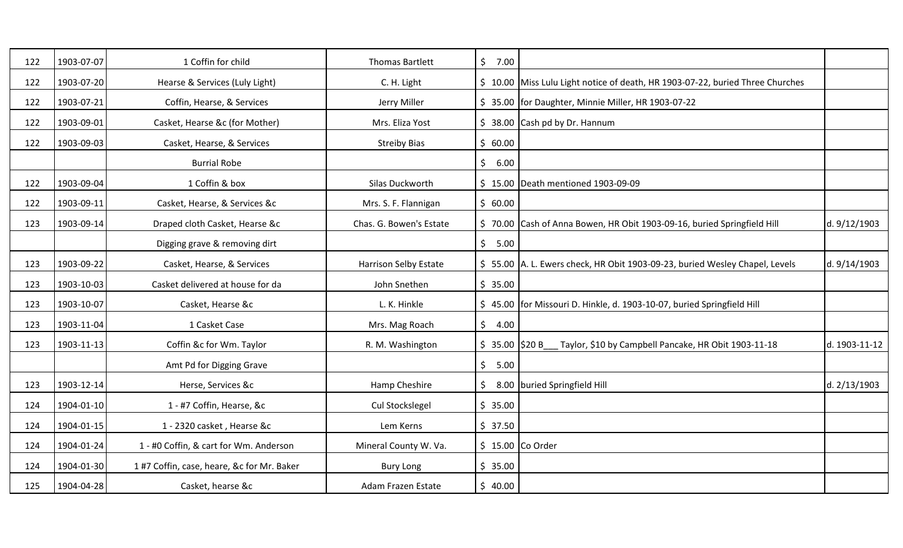| | | | | | | |
|---|---|---|---|---|---|---|
| 122 | 1903-07-07 | 1 Coffin for child | Thomas Bartlett | $ 7.00 | | |
| 122 | 1903-07-20 | Hearse & Services (Luly Light) | C. H. Light | $ 10.00 | Miss Lulu Light notice of death, HR 1903-07-22, buried Three Churches | |
| 122 | 1903-07-21 | Coffin, Hearse, & Services | Jerry Miller | $ 35.00 | for Daughter, Minnie Miller, HR 1903-07-22 | |
| 122 | 1903-09-01 | Casket, Hearse &c (for Mother) | Mrs. Eliza Yost | $ 38.00 | Cash pd by Dr. Hannum | |
| 122 | 1903-09-03 | Casket, Hearse, & Services | Streiby Bias | $ 60.00 | | |
| | | Burrial Robe | | $ 6.00 | | |
| 122 | 1903-09-04 | 1 Coffin & box | Silas Duckworth | $ 15.00 | Death mentioned 1903-09-09 | |
| 122 | 1903-09-11 | Casket, Hearse, & Services &c | Mrs. S. F. Flannigan | $ 60.00 | | |
| 123 | 1903-09-14 | Draped cloth Casket, Hearse &c | Chas. G. Bowen's Estate | $ 70.00 | Cash of Anna Bowen, HR Obit 1903-09-16, buried Springfield Hill | d. 9/12/1903 |
| | | Digging grave & removing dirt | | $ 5.00 | | |
| 123 | 1903-09-22 | Casket, Hearse, & Services | Harrison Selby Estate | $ 55.00 | A. L. Ewers check, HR Obit 1903-09-23, buried Wesley Chapel, Levels | d. 9/14/1903 |
| 123 | 1903-10-03 | Casket delivered at house for da | John Snethen | $ 35.00 | | |
| 123 | 1903-10-07 | Casket, Hearse &c | L. K. Hinkle | $ 45.00 | for Missouri D. Hinkle, d. 1903-10-07, buried Springfield Hill | |
| 123 | 1903-11-04 | 1 Casket Case | Mrs. Mag Roach | $ 4.00 | | |
| 123 | 1903-11-13 | Coffin &c for Wm. Taylor | R. M. Washington | $ 35.00 | $20 B___ Taylor, $10 by Campbell Pancake, HR Obit 1903-11-18 | d. 1903-11-12 |
| | | Amt Pd for Digging Grave | | $ 5.00 | | |
| 123 | 1903-12-14 | Herse, Services &c | Hamp Cheshire | $ 8.00 | buried Springfield Hill | d. 2/13/1903 |
| 124 | 1904-01-10 | 1 - #7 Coffin, Hearse, &c | Cul Stockslegel | $ 35.00 | | |
| 124 | 1904-01-15 | 1 - 2320 casket , Hearse &c | Lem Kerns | $ 37.50 | | |
| 124 | 1904-01-24 | 1 - #0 Coffin, & cart for Wm. Anderson | Mineral County W. Va. | $ 15.00 | Co Order | |
| 124 | 1904-01-30 | 1 #7 Coffin, case, heare, &c for Mr. Baker | Bury Long | $ 35.00 | | |
| 125 | 1904-04-28 | Casket, hearse &c | Adam Frazen Estate | $ 40.00 | | |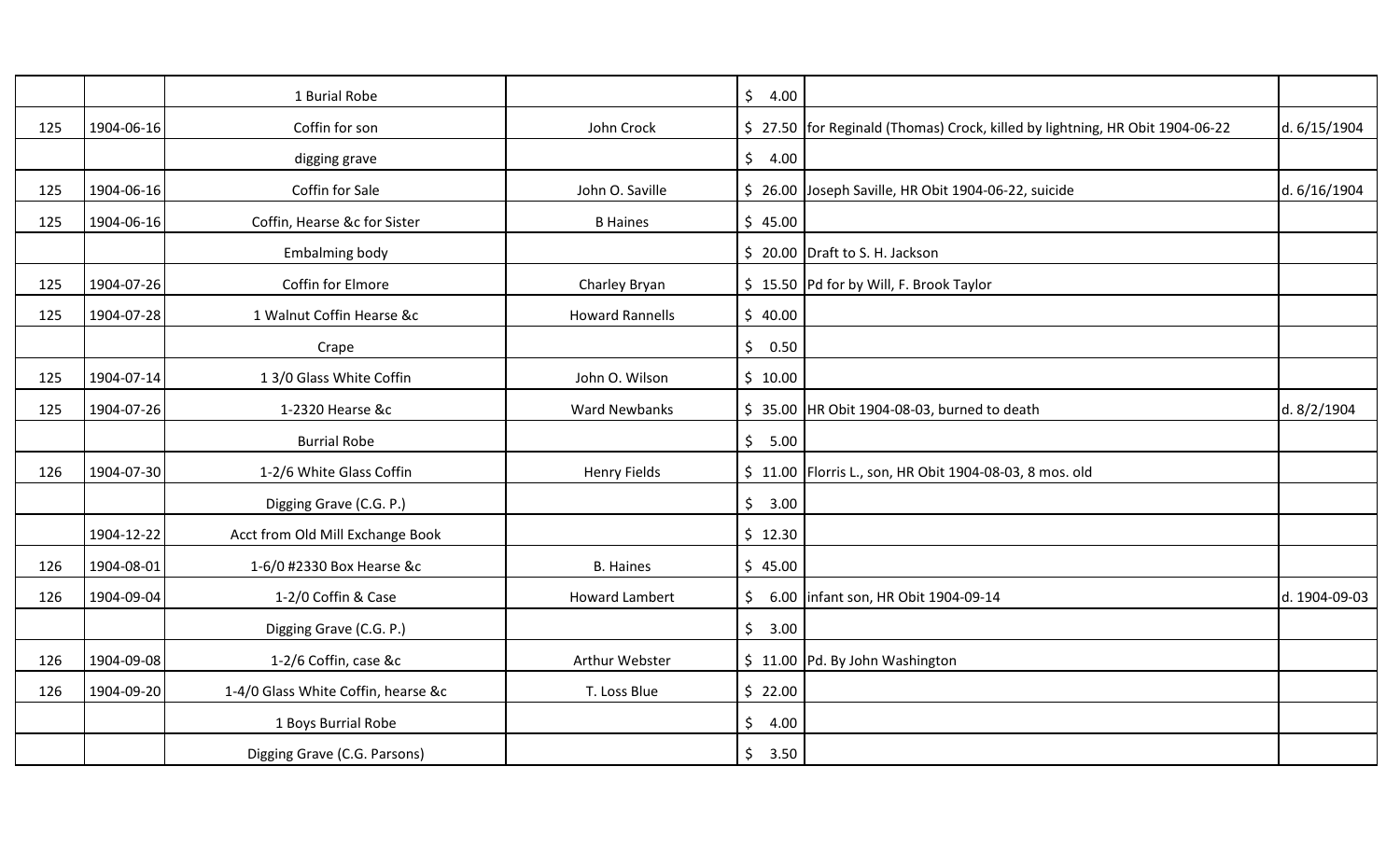| | | | | | | |
|---|---|---|---|---|---|---|
| | | 1 Burial Robe | | $ 4.00 | | |
| 125 | 1904-06-16 | Coffin for son | John Crock | $ 27.50 | for Reginald (Thomas) Crock, killed by lightning, HR Obit 1904-06-22 | d. 6/15/1904 |
| | | digging grave | | $ 4.00 | | |
| 125 | 1904-06-16 | Coffin for Sale | John O. Saville | $ 26.00 | Joseph Saville, HR Obit 1904-06-22, suicide | d. 6/16/1904 |
| 125 | 1904-06-16 | Coffin, Hearse &c for Sister | B Haines | $ 45.00 | | |
| | | Embalming body | | $ 20.00 | Draft to S. H. Jackson | |
| 125 | 1904-07-26 | Coffin for Elmore | Charley Bryan | $ 15.50 | Pd for by Will, F. Brook Taylor | |
| 125 | 1904-07-28 | 1 Walnut Coffin Hearse &c | Howard Rannells | $ 40.00 | | |
| | | Crape | | $ 0.50 | | |
| 125 | 1904-07-14 | 1 3/0 Glass White Coffin | John O. Wilson | $ 10.00 | | |
| 125 | 1904-07-26 | 1-2320 Hearse &c | Ward Newbanks | $ 35.00 | HR Obit 1904-08-03, burned to death | d. 8/2/1904 |
| | | Burrial Robe | | $ 5.00 | | |
| 126 | 1904-07-30 | 1-2/6 White Glass Coffin | Henry Fields | $ 11.00 | Florris L., son, HR Obit 1904-08-03, 8 mos. old | |
| | | Digging Grave (C.G. P.) | | $ 3.00 | | |
| | 1904-12-22 | Acct from Old Mill Exchange Book | | $ 12.30 | | |
| 126 | 1904-08-01 | 1-6/0 #2330 Box Hearse &c | B. Haines | $ 45.00 | | |
| 126 | 1904-09-04 | 1-2/0 Coffin & Case | Howard Lambert | $ 6.00 | infant son, HR Obit 1904-09-14 | d. 1904-09-03 |
| | | Digging Grave (C.G. P.) | | $ 3.00 | | |
| 126 | 1904-09-08 | 1-2/6 Coffin, case &c | Arthur Webster | $ 11.00 | Pd. By John Washington | |
| 126 | 1904-09-20 | 1-4/0 Glass White Coffin, hearse &c | T. Loss Blue | $ 22.00 | | |
| | | 1 Boys Burrial Robe | | $ 4.00 | | |
| | | Digging Grave (C.G. Parsons) | | $ 3.50 | | |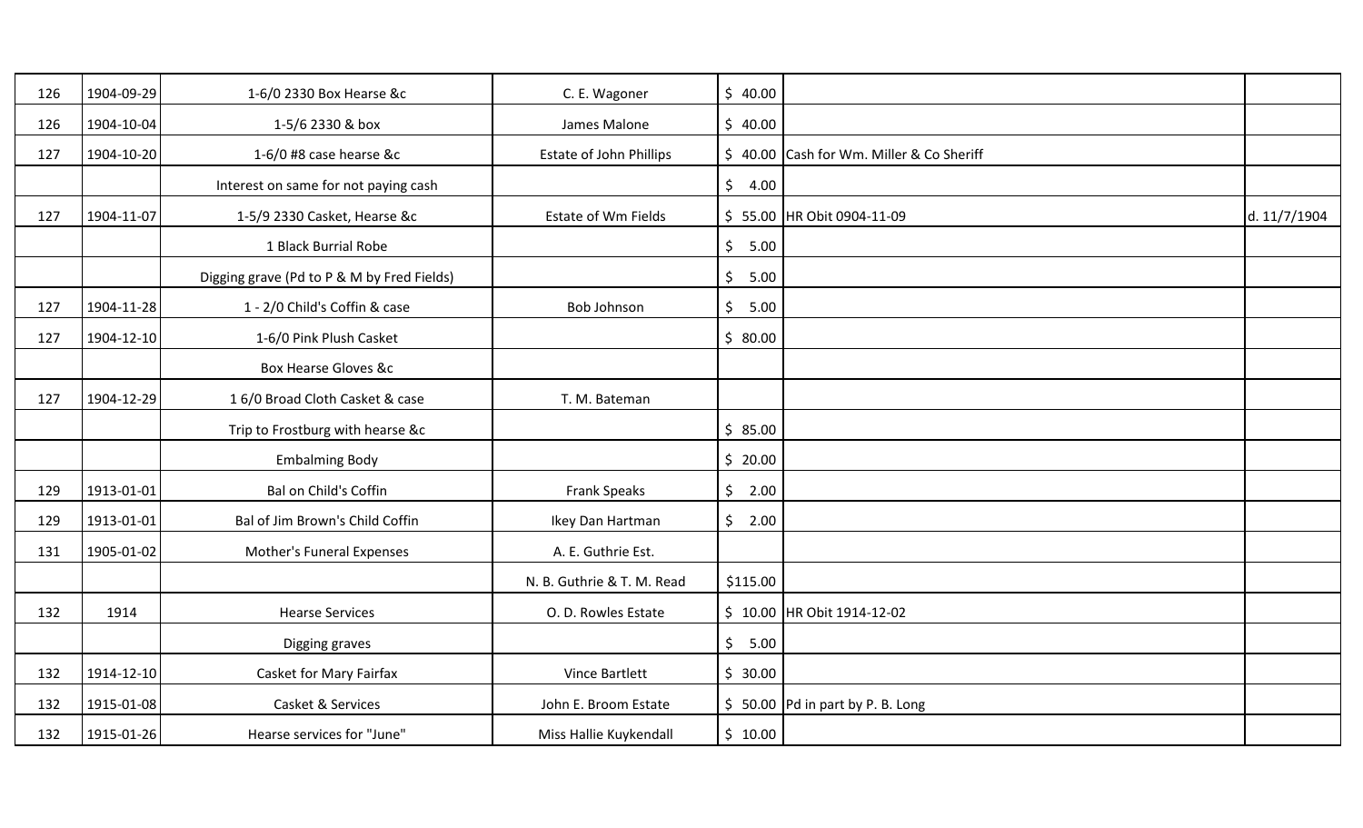| 126 | 1904-09-29 | 1-6/0 2330 Box Hearse &c | C. E. Wagoner | $ 40.00 | | |
|---|---|---|---|---|---|---|
| 126 | 1904-10-04 | 1-5/6 2330 & box | James Malone | $ 40.00 | | |
| 127 | 1904-10-20 | 1-6/0 #8 case hearse &c | Estate of John Phillips | $ 40.00 | Cash for Wm. Miller & Co Sheriff | |
| | | Interest on same for not paying cash | | $ 4.00 | | |
| 127 | 1904-11-07 | 1-5/9 2330 Casket, Hearse &c | Estate of Wm Fields | $ 55.00 | HR Obit 0904-11-09 | d. 11/7/1904 |
| | | 1 Black Burrial Robe | | $ 5.00 | | |
| | | Digging grave (Pd to P & M by Fred Fields) | | $ 5.00 | | |
| 127 | 1904-11-28 | 1 - 2/0 Child's Coffin & case | Bob Johnson | $ 5.00 | | |
| 127 | 1904-12-10 | 1-6/0 Pink Plush Casket | | $ 80.00 | | |
| | | Box Hearse Gloves &c | | | | |
| 127 | 1904-12-29 | 1 6/0 Broad Cloth Casket & case | T. M. Bateman | | | |
| | | Trip to Frostburg with hearse &c | | $ 85.00 | | |
| | | Embalming Body | | $ 20.00 | | |
| 129 | 1913-01-01 | Bal on Child's Coffin | Frank Speaks | $ 2.00 | | |
| 129 | 1913-01-01 | Bal of Jim Brown's Child Coffin | Ikey Dan Hartman | $ 2.00 | | |
| 131 | 1905-01-02 | Mother's Funeral Expenses | A. E. Guthrie Est. | | | |
| | | | N. B. Guthrie & T. M. Read | $115.00 | | |
| 132 | 1914 | Hearse Services | O. D. Rowles Estate | $ 10.00 | HR Obit 1914-12-02 | |
| | | Digging graves | | $ 5.00 | | |
| 132 | 1914-12-10 | Casket for Mary Fairfax | Vince Bartlett | $ 30.00 | | |
| 132 | 1915-01-08 | Casket & Services | John E. Broom Estate | $ 50.00 | Pd in part by P. B. Long | |
| 132 | 1915-01-26 | Hearse services for "June" | Miss Hallie Kuykendall | $ 10.00 | | |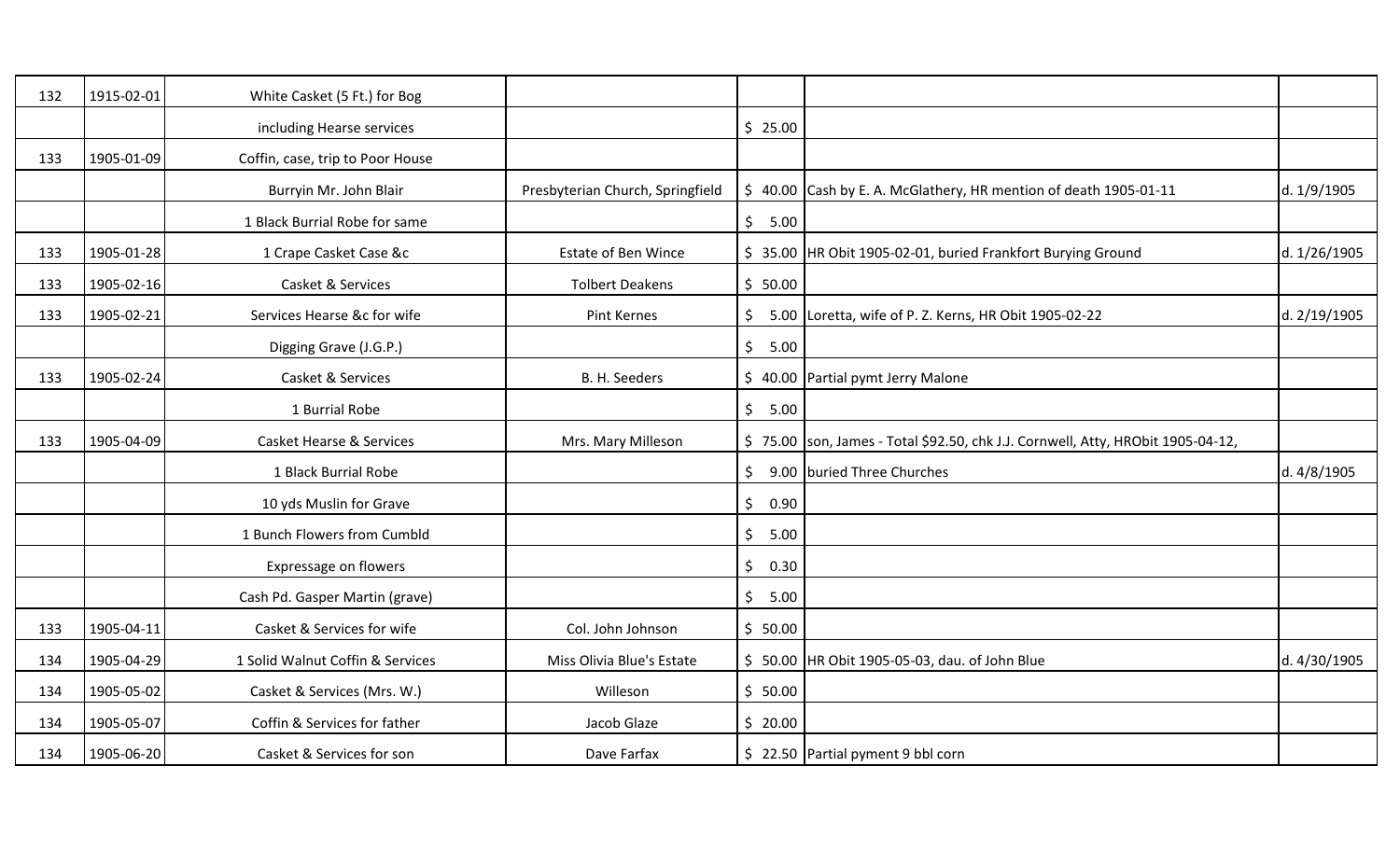| | | | | | | |
|---|---|---|---|---|---|---|
| 132 | 1915-02-01 | White Casket (5 Ft.) for Bog | | | | |
| | | including Hearse services | | $ 25.00 | | |
| 133 | 1905-01-09 | Coffin, case, trip to Poor House | | | | |
| | | Burryin Mr. John Blair | Presbyterian Church, Springfield | $ 40.00 | Cash by E. A. McGlathery, HR mention of death 1905-01-11 | d. 1/9/1905 |
| | | 1 Black Burrial Robe for same | | $ 5.00 | | |
| 133 | 1905-01-28 | 1 Crape Casket Case &c | Estate of Ben Wince | $ 35.00 | HR Obit 1905-02-01, buried Frankfort Burying Ground | d. 1/26/1905 |
| 133 | 1905-02-16 | Casket & Services | Tolbert Deakens | $ 50.00 | | |
| 133 | 1905-02-21 | Services Hearse &c for wife | Pint Kernes | $ 5.00 | Loretta, wife of P. Z. Kerns, HR Obit 1905-02-22 | d. 2/19/1905 |
| | | Digging Grave (J.G.P.) | | $ 5.00 | | |
| 133 | 1905-02-24 | Casket & Services | B. H. Seeders | $ 40.00 | Partial pymt Jerry Malone | |
| | | 1 Burrial Robe | | $ 5.00 | | |
| 133 | 1905-04-09 | Casket Hearse & Services | Mrs. Mary Milleson | $ 75.00 | son, James - Total $92.50, chk J.J. Cornwell, Atty, HRObit 1905-04-12, | |
| | | 1 Black Burrial Robe | | $ 9.00 | buried Three Churches | d. 4/8/1905 |
| | | 10 yds Muslin for Grave | | $ 0.90 | | |
| | | 1 Bunch Flowers from Cumbld | | $ 5.00 | | |
| | | Expressage on flowers | | $ 0.30 | | |
| | | Cash Pd. Gasper Martin (grave) | | $ 5.00 | | |
| 133 | 1905-04-11 | Casket & Services for wife | Col. John Johnson | $ 50.00 | | |
| 134 | 1905-04-29 | 1 Solid Walnut Coffin & Services | Miss Olivia Blue's Estate | $ 50.00 | HR Obit 1905-05-03, dau. of John Blue | d. 4/30/1905 |
| 134 | 1905-05-02 | Casket & Services (Mrs. W.) | Willeson | $ 50.00 | | |
| 134 | 1905-05-07 | Coffin & Services for father | Jacob Glaze | $ 20.00 | | |
| 134 | 1905-06-20 | Casket & Services for son | Dave Farfax | $ 22.50 | Partial pyment 9 bbl corn | |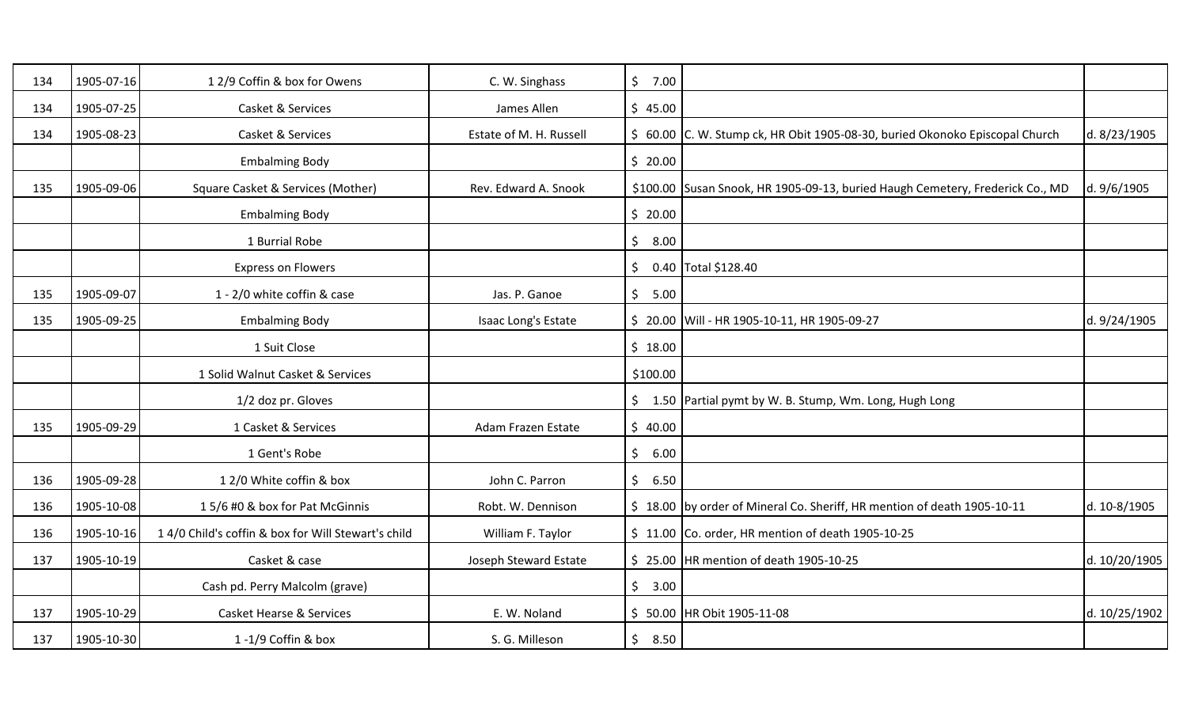| | | | | | | |
|---|---|---|---|---|---|---|
| 134 | 1905-07-16 | 1 2/9 Coffin & box for Owens | C. W. Singhass | $ 7.00 | | |
| 134 | 1905-07-25 | Casket & Services | James Allen | $ 45.00 | | |
| 134 | 1905-08-23 | Casket & Services | Estate of M. H. Russell | $ 60.00 | C. W. Stump ck, HR Obit 1905-08-30, buried Okonoko Episcopal Church | d. 8/23/1905 |
| | | Embalming Body | | $ 20.00 | | |
| 135 | 1905-09-06 | Square Casket & Services (Mother) | Rev. Edward A. Snook | $100.00 | Susan Snook, HR 1905-09-13, buried Haugh Cemetery, Frederick Co., MD | d. 9/6/1905 |
| | | Embalming Body | | $ 20.00 | | |
| | | 1 Burrial Robe | | $ 8.00 | | |
| | | Express on Flowers | | $ 0.40 | Total $128.40 | |
| 135 | 1905-09-07 | 1 - 2/0 white coffin & case | Jas. P. Ganoe | $ 5.00 | | |
| 135 | 1905-09-25 | Embalming Body | Isaac Long's Estate | $ 20.00 | Will - HR 1905-10-11, HR 1905-09-27 | d. 9/24/1905 |
| | | 1 Suit Close | | $ 18.00 | | |
| | | 1 Solid Walnut Casket & Services | | $100.00 | | |
| | | 1/2 doz pr. Gloves | | $ 1.50 | Partial pymt by W. B. Stump, Wm. Long, Hugh Long | |
| 135 | 1905-09-29 | 1 Casket & Services | Adam Frazen Estate | $ 40.00 | | |
| | | 1 Gent's Robe | | $ 6.00 | | |
| 136 | 1905-09-28 | 1 2/0 White coffin & box | John C. Parron | $ 6.50 | | |
| 136 | 1905-10-08 | 1 5/6 #0 & box for Pat McGinnis | Robt. W. Dennison | $ 18.00 | by order of Mineral Co. Sheriff, HR mention of death 1905-10-11 | d. 10-8/1905 |
| 136 | 1905-10-16 | 1 4/0 Child's coffin & box for Will Stewart's child | William F. Taylor | $ 11.00 | Co. order, HR mention of death 1905-10-25 | |
| 137 | 1905-10-19 | Casket & case | Joseph Steward Estate | $ 25.00 | HR mention of death 1905-10-25 | d. 10/20/1905 |
| | | Cash pd. Perry Malcolm (grave) | | $ 3.00 | | |
| 137 | 1905-10-29 | Casket Hearse & Services | E. W. Noland | $ 50.00 | HR Obit 1905-11-08 | d. 10/25/1902 |
| 137 | 1905-10-30 | 1 -1/9 Coffin & box | S. G. Milleson | $ 8.50 | | |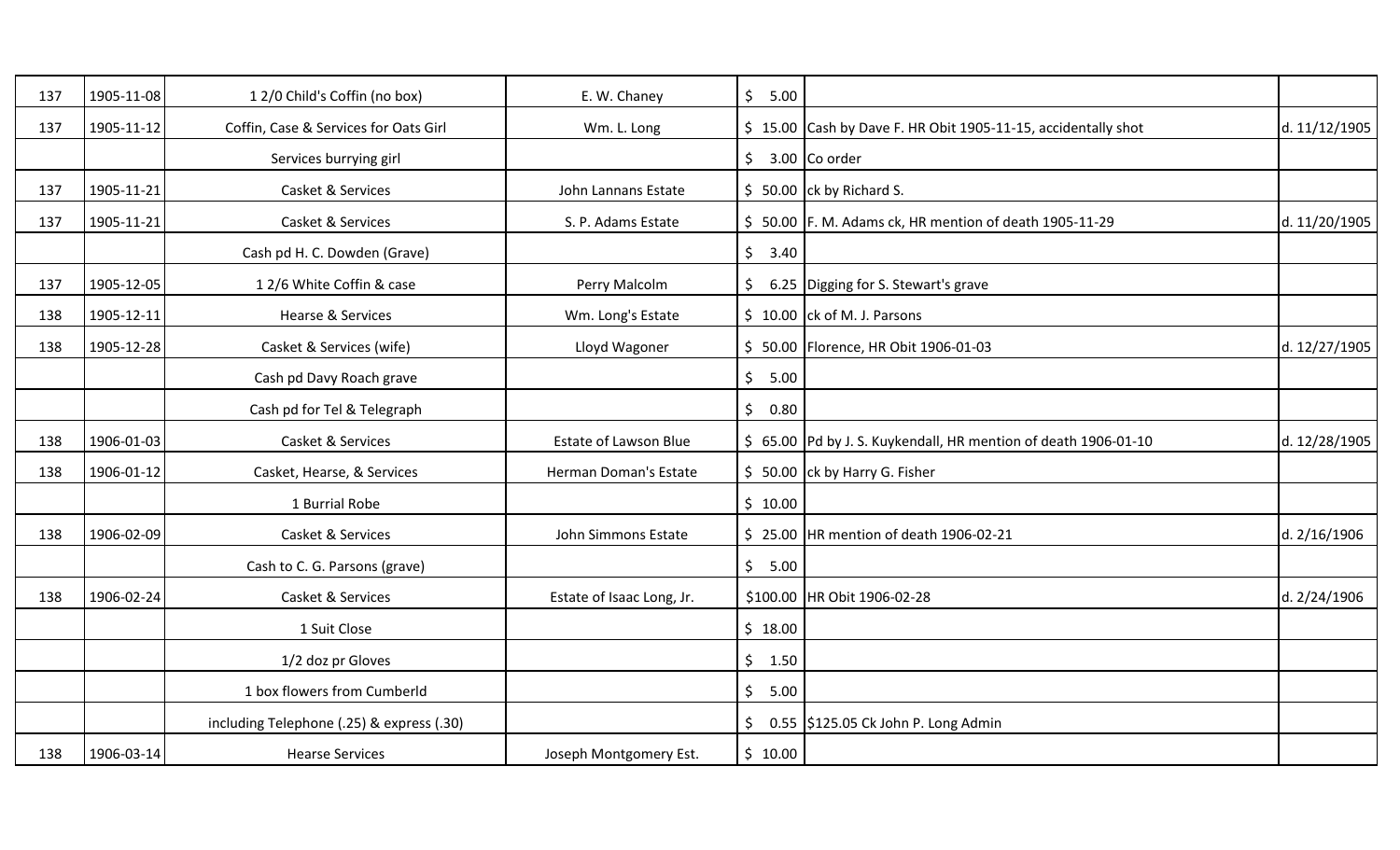| 137 | 1905-11-08 | 1 2/0 Child's Coffin (no box) | E. W. Chaney | $ 5.00 | | |
|---|---|---|---|---|---|---|
| 137 | 1905-11-12 | Coffin, Case & Services for Oats Girl | Wm. L. Long | $ 15.00 | Cash by Dave F. HR Obit 1905-11-15, accidentally shot | d. 11/12/1905 |
| | | Services burrying girl | | $ 3.00 | Co order | |
| 137 | 1905-11-21 | Casket & Services | John Lannans Estate | $ 50.00 | ck by Richard S. | |
| 137 | 1905-11-21 | Casket & Services | S. P. Adams Estate | $ 50.00 | F. M. Adams ck, HR mention of death 1905-11-29 | d. 11/20/1905 |
| | | Cash pd H. C. Dowden (Grave) | | $ 3.40 | | |
| 137 | 1905-12-05 | 1 2/6 White Coffin & case | Perry Malcolm | $ 6.25 | Digging for S. Stewart's grave | |
| 138 | 1905-12-11 | Hearse & Services | Wm. Long's Estate | $ 10.00 | ck of M. J. Parsons | |
| 138 | 1905-12-28 | Casket & Services (wife) | Lloyd Wagoner | $ 50.00 | Florence, HR Obit 1906-01-03 | d. 12/27/1905 |
| | | Cash pd Davy Roach grave | | $ 5.00 | | |
| | | Cash pd for Tel & Telegraph | | $ 0.80 | | |
| 138 | 1906-01-03 | Casket & Services | Estate of Lawson Blue | $ 65.00 | Pd by J. S. Kuykendall, HR mention of death 1906-01-10 | d. 12/28/1905 |
| 138 | 1906-01-12 | Casket, Hearse, & Services | Herman Doman's Estate | $ 50.00 | ck by Harry G. Fisher | |
| | | 1 Burrial Robe | | $ 10.00 | | |
| 138 | 1906-02-09 | Casket & Services | John Simmons Estate | $ 25.00 | HR mention of death 1906-02-21 | d. 2/16/1906 |
| | | Cash to C. G. Parsons (grave) | | $ 5.00 | | |
| 138 | 1906-02-24 | Casket & Services | Estate of Isaac Long, Jr. | $100.00 | HR Obit 1906-02-28 | d. 2/24/1906 |
| | | 1 Suit Close | | $ 18.00 | | |
| | | 1/2 doz pr Gloves | | $ 1.50 | | |
| | | 1 box flowers from Cumberld | | $ 5.00 | | |
| | | including Telephone (.25) & express (.30) | | $ 0.55 | $125.05 Ck John P. Long Admin | |
| 138 | 1906-03-14 | Hearse Services | Joseph Montgomery Est. | $ 10.00 | | |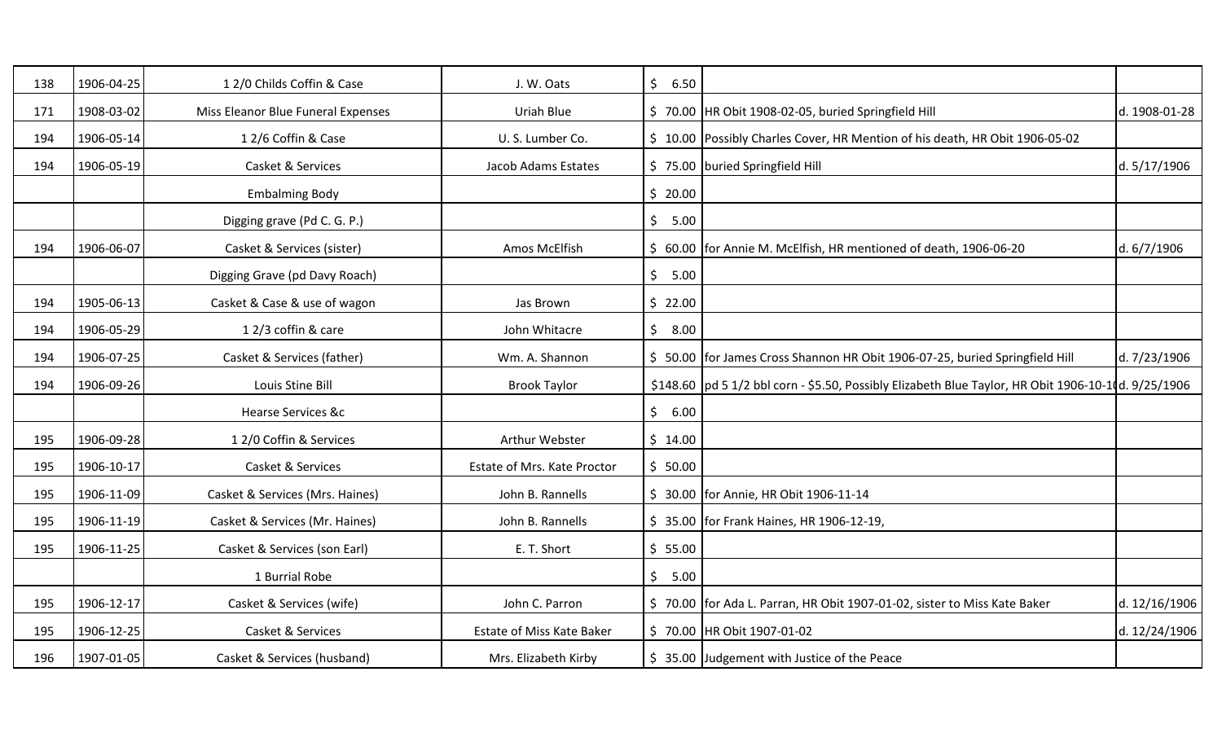| | | | | | | |
|---|---|---|---|---|---|---|
| 138 | 1906-04-25 | 1 2/0 Childs Coffin & Case | J. W. Oats | $ 6.50 | | |
| 171 | 1908-03-02 | Miss Eleanor Blue Funeral Expenses | Uriah Blue | $ 70.00 | HR Obit 1908-02-05, buried Springfield Hill | d. 1908-01-28 |
| 194 | 1906-05-14 | 1 2/6 Coffin & Case | U. S. Lumber Co. | $ 10.00 | Possibly Charles Cover, HR Mention of his death, HR Obit 1906-05-02 | |
| 194 | 1906-05-19 | Casket & Services | Jacob Adams Estates | $ 75.00 | buried Springfield Hill | d. 5/17/1906 |
| | | Embalming Body | | $ 20.00 | | |
| | | Digging grave (Pd C. G. P.) | | $ 5.00 | | |
| 194 | 1906-06-07 | Casket & Services (sister) | Amos McElfish | $ 60.00 | for Annie M. McElfish, HR mentioned of death, 1906-06-20 | d. 6/7/1906 |
| | | Digging Grave (pd Davy Roach) | | $ 5.00 | | |
| 194 | 1905-06-13 | Casket & Case & use of wagon | Jas Brown | $ 22.00 | | |
| 194 | 1906-05-29 | 1 2/3 coffin & care | John Whitacre | $ 8.00 | | |
| 194 | 1906-07-25 | Casket & Services (father) | Wm. A. Shannon | $ 50.00 | for James Cross Shannon HR Obit 1906-07-25, buried Springfield Hill | d. 7/23/1906 |
| 194 | 1906-09-26 | Louis Stine Bill | Brook Taylor | $148.60 | pd 5 1/2 bbl corn - $5.50, Possibly Elizabeth Blue Taylor, HR Obit 1906-10-1 | d. 9/25/1906 |
| | | Hearse Services &c | | $ 6.00 | | |
| 195 | 1906-09-28 | 1 2/0 Coffin & Services | Arthur Webster | $ 14.00 | | |
| 195 | 1906-10-17 | Casket & Services | Estate of Mrs. Kate Proctor | $ 50.00 | | |
| 195 | 1906-11-09 | Casket & Services (Mrs. Haines) | John B. Rannells | $ 30.00 | for Annie, HR Obit 1906-11-14 | |
| 195 | 1906-11-19 | Casket & Services (Mr. Haines) | John B. Rannells | $ 35.00 | for Frank Haines, HR 1906-12-19, | |
| 195 | 1906-11-25 | Casket & Services (son Earl) | E. T. Short | $ 55.00 | | |
| | | 1 Burrial Robe | | $ 5.00 | | |
| 195 | 1906-12-17 | Casket & Services (wife) | John C. Parron | $ 70.00 | for Ada L. Parran, HR Obit 1907-01-02, sister to Miss Kate Baker | d. 12/16/1906 |
| 195 | 1906-12-25 | Casket & Services | Estate of Miss Kate Baker | $ 70.00 | HR Obit 1907-01-02 | d. 12/24/1906 |
| 196 | 1907-01-05 | Casket & Services (husband) | Mrs. Elizabeth Kirby | $ 35.00 | Judgement with Justice of the Peace | |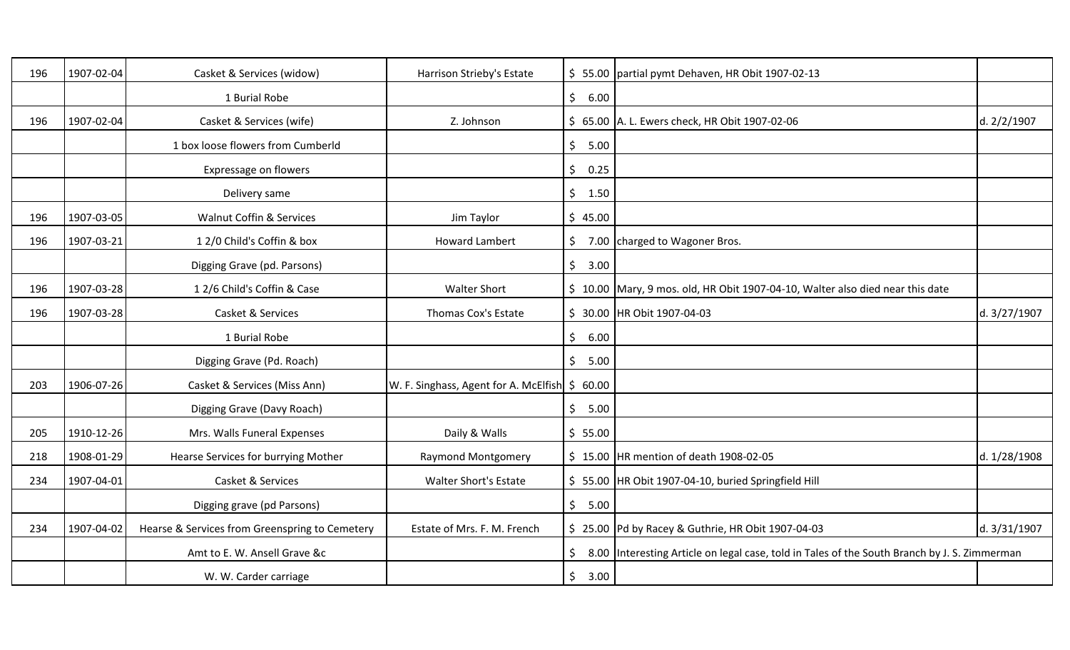| | | | | | | |
|---|---|---|---|---|---|---|
| 196 | 1907-02-04 | Casket & Services (widow) | Harrison Strieby's Estate | $ 55.00 | partial pymt Dehaven, HR Obit 1907-02-13 | |
| | | 1 Burial Robe | | $ 6.00 | | |
| 196 | 1907-02-04 | Casket & Services (wife) | Z. Johnson | $ 65.00 | A. L. Ewers check, HR Obit 1907-02-06 | d. 2/2/1907 |
| | | 1 box loose flowers from Cumberld | | $ 5.00 | | |
| | | Expressage on flowers | | $ 0.25 | | |
| | | Delivery same | | $ 1.50 | | |
| 196 | 1907-03-05 | Walnut Coffin & Services | Jim Taylor | $ 45.00 | | |
| 196 | 1907-03-21 | 1 2/0 Child's Coffin & box | Howard Lambert | $ 7.00 | charged to Wagoner Bros. | |
| | | Digging Grave (pd. Parsons) | | $ 3.00 | | |
| 196 | 1907-03-28 | 1 2/6 Child's Coffin & Case | Walter Short | $ 10.00 | Mary, 9 mos. old, HR Obit 1907-04-10, Walter also died near this date | |
| 196 | 1907-03-28 | Casket & Services | Thomas Cox's Estate | $ 30.00 | HR Obit 1907-04-03 | d. 3/27/1907 |
| | | 1 Burial Robe | | $ 6.00 | | |
| | | Digging Grave (Pd. Roach) | | $ 5.00 | | |
| 203 | 1906-07-26 | Casket & Services (Miss Ann) | W. F. Singhass, Agent for A. McElfish | $ 60.00 | | |
| | | Digging Grave (Davy Roach) | | $ 5.00 | | |
| 205 | 1910-12-26 | Mrs. Walls Funeral Expenses | Daily & Walls | $ 55.00 | | |
| 218 | 1908-01-29 | Hearse Services for burrying Mother | Raymond Montgomery | $ 15.00 | HR mention of death 1908-02-05 | d. 1/28/1908 |
| 234 | 1907-04-01 | Casket & Services | Walter Short's Estate | $ 55.00 | HR Obit 1907-04-10, buried Springfield Hill | |
| | | Digging grave (pd Parsons) | | $ 5.00 | | |
| 234 | 1907-04-02 | Hearse & Services from Greenspring to Cemetery | Estate of Mrs. F. M. French | $ 25.00 | Pd by Racey & Guthrie, HR Obit 1907-04-03 | d. 3/31/1907 |
| | | Amt to E. W. Ansell Grave &c | | $ 8.00 | Interesting Article on legal case, told in Tales of the South Branch by J. S. Zimmerman | |
| | | W. W. Carder carriage | | $ 3.00 | | |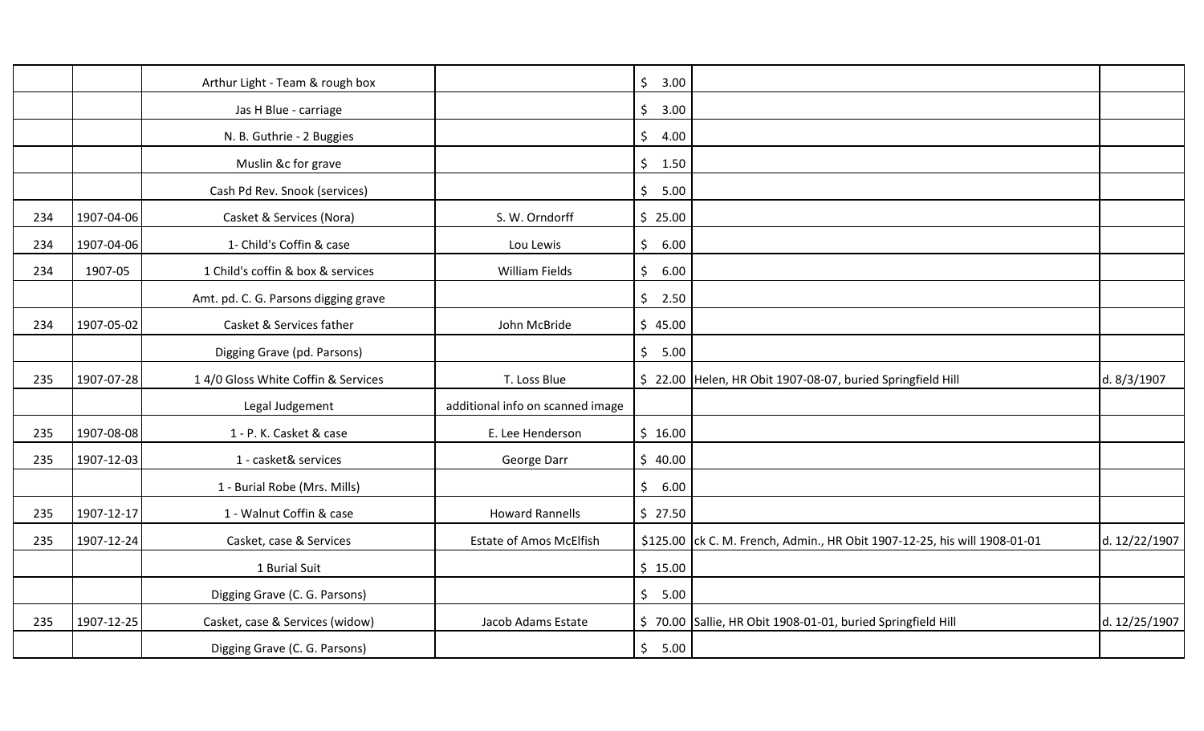| | | | | | | |
|---|---|---|---|---|---|---|
| | | Arthur Light - Team & rough box | | $ 3.00 | | |
| | | Jas H Blue - carriage | | $ 3.00 | | |
| | | N. B. Guthrie - 2 Buggies | | $ 4.00 | | |
| | | Muslin &c for grave | | $ 1.50 | | |
| | | Cash Pd Rev. Snook (services) | | $ 5.00 | | |
| 234 | 1907-04-06 | Casket & Services (Nora) | S. W. Orndorff | $ 25.00 | | |
| 234 | 1907-04-06 | 1- Child's Coffin & case | Lou Lewis | $ 6.00 | | |
| 234 | 1907-05 | 1 Child's coffin & box & services | William Fields | $ 6.00 | | |
| | | Amt. pd. C. G. Parsons digging grave | | $ 2.50 | | |
| 234 | 1907-05-02 | Casket & Services father | John McBride | $ 45.00 | | |
| | | Digging Grave (pd. Parsons) | | $ 5.00 | | |
| 235 | 1907-07-28 | 1 4/0 Gloss White Coffin & Services | T. Loss Blue | $ 22.00 | Helen, HR Obit 1907-08-07, buried Springfield Hill | d. 8/3/1907 |
| | | Legal Judgement | additional info on scanned image | | | |
| 235 | 1907-08-08 | 1 - P. K. Casket & case | E. Lee Henderson | $ 16.00 | | |
| 235 | 1907-12-03 | 1 - casket& services | George Darr | $ 40.00 | | |
| | | 1 - Burial Robe (Mrs. Mills) | | $ 6.00 | | |
| 235 | 1907-12-17 | 1 - Walnut Coffin & case | Howard Rannells | $ 27.50 | | |
| 235 | 1907-12-24 | Casket, case & Services | Estate of Amos McElfish | $125.00 | ck C. M. French, Admin., HR Obit 1907-12-25, his will 1908-01-01 | d. 12/22/1907 |
| | | 1 Burial Suit | | $ 15.00 | | |
| | | Digging Grave (C. G. Parsons) | | $ 5.00 | | |
| 235 | 1907-12-25 | Casket, case & Services (widow) | Jacob Adams Estate | $ 70.00 | Sallie, HR Obit 1908-01-01, buried Springfield Hill | d. 12/25/1907 |
| | | Digging Grave (C. G. Parsons) | | $ 5.00 | | |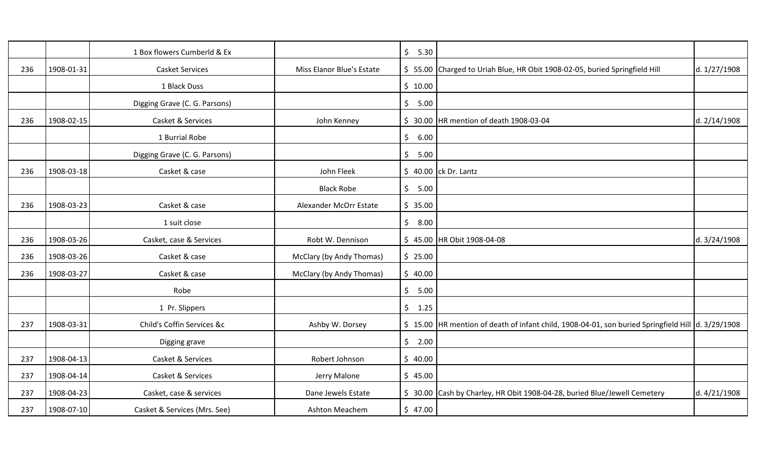| | | | | | | |
|---|---|---|---|---|---|---|
| | | 1 Box flowers Cumberld & Ex | | $ 5.30 | | |
| 236 | 1908-01-31 | Casket Services | Miss Elanor Blue's Estate | $ 55.00 | Charged to Uriah Blue, HR Obit 1908-02-05, buried Springfield Hill | d. 1/27/1908 |
| | | 1 Black Duss | | $ 10.00 | | |
| | | Digging Grave (C. G. Parsons) | | $ 5.00 | | |
| 236 | 1908-02-15 | Casket & Services | John Kenney | $ 30.00 | HR mention of death 1908-03-04 | d. 2/14/1908 |
| | | 1 Burrial Robe | | $ 6.00 | | |
| | | Digging Grave (C. G. Parsons) | | $ 5.00 | | |
| 236 | 1908-03-18 | Casket & case | John Fleek | $ 40.00 | ck Dr. Lantz | |
| | | | Black Robe | $ 5.00 | | |
| 236 | 1908-03-23 | Casket & case | Alexander McOrr Estate | $ 35.00 | | |
| | | 1 suit close | | $ 8.00 | | |
| 236 | 1908-03-26 | Casket, case & Services | Robt W. Dennison | $ 45.00 | HR Obit 1908-04-08 | d. 3/24/1908 |
| 236 | 1908-03-26 | Casket & case | McClary (by Andy Thomas) | $ 25.00 | | |
| 236 | 1908-03-27 | Casket & case | McClary (by Andy Thomas) | $ 40.00 | | |
| | | Robe | | $ 5.00 | | |
| | | 1 Pr. Slippers | | $ 1.25 | | |
| 237 | 1908-03-31 | Child's Coffin Services &c | Ashby W. Dorsey | $ 15.00 | HR mention of death of infant child, 1908-04-01, son buried Springfield Hill | d. 3/29/1908 |
| | | Digging grave | | $ 2.00 | | |
| 237 | 1908-04-13 | Casket & Services | Robert Johnson | $ 40.00 | | |
| 237 | 1908-04-14 | Casket & Services | Jerry Malone | $ 45.00 | | |
| 237 | 1908-04-23 | Casket, case & services | Dane Jewels Estate | $ 30.00 | Cash by Charley, HR Obit 1908-04-28, buried Blue/Jewell Cemetery | d. 4/21/1908 |
| 237 | 1908-07-10 | Casket & Services (Mrs. See) | Ashton Meachem | $ 47.00 | | |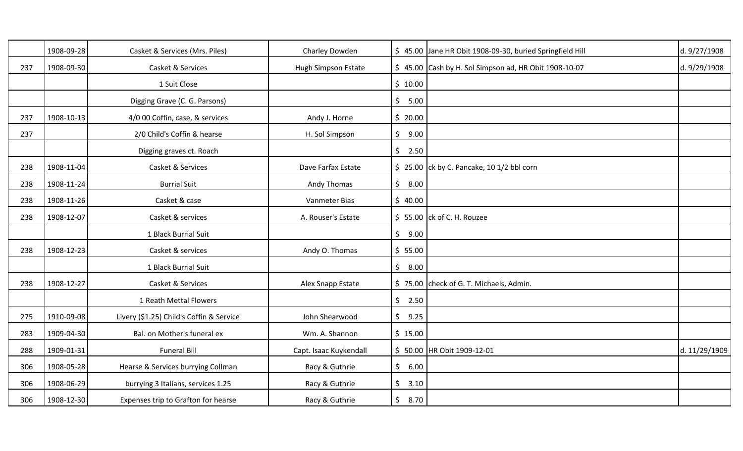| | | | | | | |
|---|---|---|---|---|---|---|
| | 1908-09-28 | Casket & Services (Mrs. Piles) | Charley Dowden | $ 45.00 | Jane HR Obit 1908-09-30, buried Springfield Hill | d. 9/27/1908 |
| 237 | 1908-09-30 | Casket & Services | Hugh Simpson Estate | $ 45.00 | Cash by H. Sol Simpson ad, HR Obit 1908-10-07 | d. 9/29/1908 |
| | | 1 Suit Close | | $ 10.00 | | |
| | | Digging Grave (C. G. Parsons) | | $ 5.00 | | |
| 237 | 1908-10-13 | 4/0 00 Coffin, case, & services | Andy J. Horne | $ 20.00 | | |
| 237 | | 2/0 Child's Coffin & hearse | H. Sol Simpson | $ 9.00 | | |
| | | Digging graves ct. Roach | | $ 2.50 | | |
| 238 | 1908-11-04 | Casket & Services | Dave Farfax Estate | $ 25.00 | ck by C. Pancake, 10 1/2 bbl corn | |
| 238 | 1908-11-24 | Burrial Suit | Andy Thomas | $ 8.00 | | |
| 238 | 1908-11-26 | Casket & case | Vanmeter Bias | $ 40.00 | | |
| 238 | 1908-12-07 | Casket & services | A. Rouser's Estate | $ 55.00 | ck of C. H. Rouzee | |
| | | 1 Black Burrial Suit | | $ 9.00 | | |
| 238 | 1908-12-23 | Casket & services | Andy O. Thomas | $ 55.00 | | |
| | | 1 Black Burrial Suit | | $ 8.00 | | |
| 238 | 1908-12-27 | Casket & Services | Alex Snapp Estate | $ 75.00 | check of G. T. Michaels, Admin. | |
| | | 1 Reath Mettal Flowers | | $ 2.50 | | |
| 275 | 1910-09-08 | Livery ($1.25) Child's Coffin & Service | John Shearwood | $ 9.25 | | |
| 283 | 1909-04-30 | Bal. on Mother's funeral ex | Wm. A. Shannon | $ 15.00 | | |
| 288 | 1909-01-31 | Funeral Bill | Capt. Isaac Kuykendall | $ 50.00 | HR Obit 1909-12-01 | d. 11/29/1909 |
| 306 | 1908-05-28 | Hearse & Services burrying Collman | Racy & Guthrie | $ 6.00 | | |
| 306 | 1908-06-29 | burrying 3 Italians, services 1.25 | Racy & Guthrie | $ 3.10 | | |
| 306 | 1908-12-30 | Expenses trip to Grafton for hearse | Racy & Guthrie | $ 8.70 | | |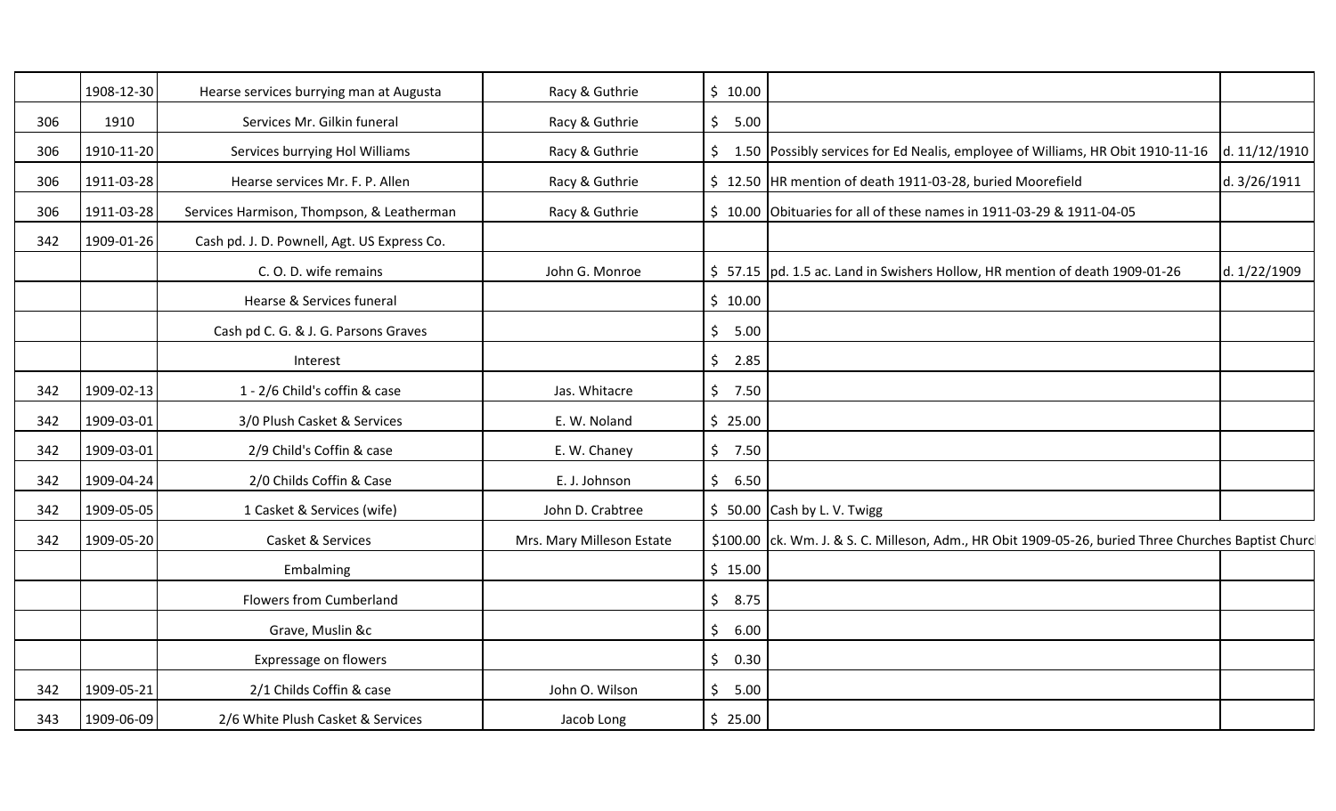| | | | | | | |
|---|---|---|---|---|---|---|
| | 1908-12-30 | Hearse services burrying man at Augusta | Racy & Guthrie | $ 10.00 | | |
| 306 | 1910 | Services Mr. Gilkin funeral | Racy & Guthrie | $ 5.00 | | |
| 306 | 1910-11-20 | Services burrying Hol Williams | Racy & Guthrie | $ 1.50 | Possibly services for Ed Nealis, employee of Williams, HR Obit 1910-11-16 | d. 11/12/1910 |
| 306 | 1911-03-28 | Hearse services Mr. F. P. Allen | Racy & Guthrie | $ 12.50 | HR mention of death 1911-03-28, buried Moorefield | d. 3/26/1911 |
| 306 | 1911-03-28 | Services Harmison, Thompson, & Leatherman | Racy & Guthrie | $ 10.00 | Obituaries for all of these names in 1911-03-29 & 1911-04-05 | |
| 342 | 1909-01-26 | Cash pd. J. D. Pownell, Agt. US Express Co. | | | | |
| | | C. O. D. wife remains | John G. Monroe | $ 57.15 | pd. 1.5 ac. Land in Swishers Hollow, HR mention of death 1909-01-26 | d. 1/22/1909 |
| | | Hearse & Services funeral | | $ 10.00 | | |
| | | Cash pd C. G. & J. G. Parsons Graves | | $ 5.00 | | |
| | | Interest | | $ 2.85 | | |
| 342 | 1909-02-13 | 1 - 2/6 Child's coffin & case | Jas. Whitacre | $ 7.50 | | |
| 342 | 1909-03-01 | 3/0 Plush Casket & Services | E. W. Noland | $ 25.00 | | |
| 342 | 1909-03-01 | 2/9 Child's Coffin & case | E. W. Chaney | $ 7.50 | | |
| 342 | 1909-04-24 | 2/0 Childs Coffin & Case | E. J. Johnson | $ 6.50 | | |
| 342 | 1909-05-05 | 1 Casket & Services (wife) | John D. Crabtree | $ 50.00 | Cash by L. V. Twigg | |
| 342 | 1909-05-20 | Casket & Services | Mrs. Mary Milleson Estate | $100.00 | ck. Wm. J. & S. C. Milleson, Adm., HR Obit 1909-05-26, buried Three Churches Baptist Churc | |
| | | Embalming | | $ 15.00 | | |
| | | Flowers from Cumberland | | $ 8.75 | | |
| | | Grave, Muslin &c | | $ 6.00 | | |
| | | Expressage on flowers | | $ 0.30 | | |
| 342 | 1909-05-21 | 2/1 Childs Coffin & case | John O. Wilson | $ 5.00 | | |
| 343 | 1909-06-09 | 2/6 White Plush Casket & Services | Jacob Long | $ 25.00 | | |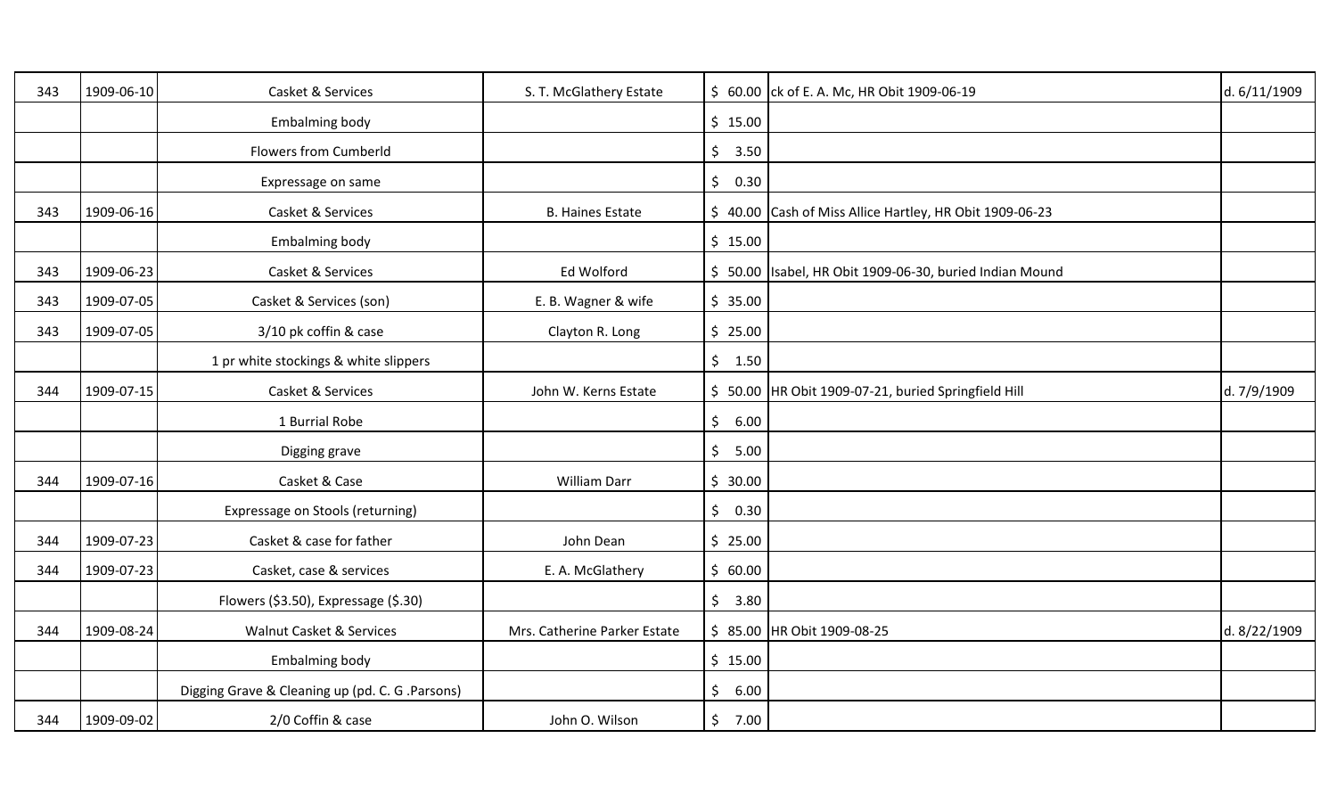| 343 | 1909-06-10 | Casket & Services | S. T. McGlathery Estate | $ 60.00 | ck of E. A. Mc, HR Obit 1909-06-19 | d. 6/11/1909 |
|---|---|---|---|---|---|---|
| | | Embalming body | | $ 15.00 | | |
| | | Flowers from Cumberld | | $ 3.50 | | |
| | | Expressage on same | | $ 0.30 | | |
| 343 | 1909-06-16 | Casket & Services | B. Haines Estate | $ 40.00 | Cash of Miss Allice Hartley, HR Obit 1909-06-23 | |
| | | Embalming body | | $ 15.00 | | |
| 343 | 1909-06-23 | Casket & Services | Ed Wolford | $ 50.00 | Isabel, HR Obit 1909-06-30, buried Indian Mound | |
| 343 | 1909-07-05 | Casket & Services (son) | E. B. Wagner & wife | $ 35.00 | | |
| 343 | 1909-07-05 | 3/10 pk coffin & case | Clayton R. Long | $ 25.00 | | |
| | | 1 pr white stockings & white slippers | | $ 1.50 | | |
| 344 | 1909-07-15 | Casket & Services | John W. Kerns Estate | $ 50.00 | HR Obit 1909-07-21, buried Springfield Hill | d. 7/9/1909 |
| | | 1 Burrial Robe | | $ 6.00 | | |
| | | Digging grave | | $ 5.00 | | |
| 344 | 1909-07-16 | Casket & Case | William Darr | $ 30.00 | | |
| | | Expressage on Stools (returning) | | $ 0.30 | | |
| 344 | 1909-07-23 | Casket & case for father | John Dean | $ 25.00 | | |
| 344 | 1909-07-23 | Casket, case & services | E. A. McGlathery | $ 60.00 | | |
| | | Flowers ($3.50), Expressage ($.30) | | $ 3.80 | | |
| 344 | 1909-08-24 | Walnut Casket & Services | Mrs. Catherine Parker Estate | $ 85.00 | HR Obit 1909-08-25 | d. 8/22/1909 |
| | | Embalming body | | $ 15.00 | | |
| | | Digging Grave & Cleaning up (pd. C. G .Parsons) | | $ 6.00 | | |
| 344 | 1909-09-02 | 2/0 Coffin & case | John O. Wilson | $ 7.00 | | |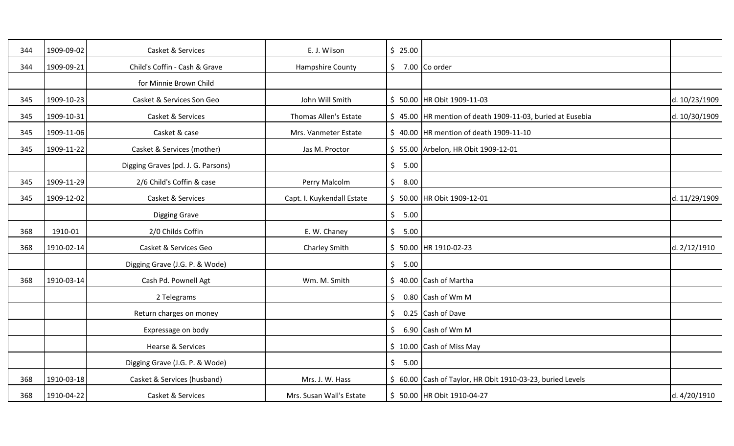| | | | | | | |
|---|---|---|---|---|---|---|
| 344 | 1909-09-02 | Casket & Services | E. J. Wilson | $ 25.00 | | |
| 344 | 1909-09-21 | Child's Coffin - Cash & Grave | Hampshire County | $ 7.00 | Co order | |
| | | for Minnie Brown Child | | | | |
| 345 | 1909-10-23 | Casket & Services Son Geo | John Will Smith | $ 50.00 | HR Obit 1909-11-03 | d. 10/23/1909 |
| 345 | 1909-10-31 | Casket & Services | Thomas Allen's Estate | $ 45.00 | HR mention of death 1909-11-03, buried at Eusebia | d. 10/30/1909 |
| 345 | 1909-11-06 | Casket & case | Mrs. Vanmeter Estate | $ 40.00 | HR mention of death 1909-11-10 | |
| 345 | 1909-11-22 | Casket & Services (mother) | Jas M. Proctor | $ 55.00 | Arbelon, HR Obit 1909-12-01 | |
| | | Digging Graves (pd. J. G. Parsons) | | $ 5.00 | | |
| 345 | 1909-11-29 | 2/6 Child's Coffin & case | Perry Malcolm | $ 8.00 | | |
| 345 | 1909-12-02 | Casket & Services | Capt. I. Kuykendall Estate | $ 50.00 | HR Obit 1909-12-01 | d. 11/29/1909 |
| | | Digging Grave | | $ 5.00 | | |
| 368 | 1910-01 | 2/0 Childs Coffin | E. W. Chaney | $ 5.00 | | |
| 368 | 1910-02-14 | Casket & Services Geo | Charley Smith | $ 50.00 | HR 1910-02-23 | d. 2/12/1910 |
| | | Digging Grave (J.G. P. & Wode) | | $ 5.00 | | |
| 368 | 1910-03-14 | Cash Pd. Pownell Agt | Wm. M. Smith | $ 40.00 | Cash of Martha | |
| | | 2 Telegrams | | $ 0.80 | Cash of Wm M | |
| | | Return charges on money | | $ 0.25 | Cash of Dave | |
| | | Expressage on body | | $ 6.90 | Cash of Wm M | |
| | | Hearse & Services | | $ 10.00 | Cash of Miss May | |
| | | Digging Grave (J.G. P. & Wode) | | $ 5.00 | | |
| 368 | 1910-03-18 | Casket & Services (husband) | Mrs. J. W. Hass | $ 60.00 | Cash of Taylor, HR Obit 1910-03-23, buried Levels | |
| 368 | 1910-04-22 | Casket & Services | Mrs. Susan Wall's Estate | $ 50.00 | HR Obit 1910-04-27 | d. 4/20/1910 |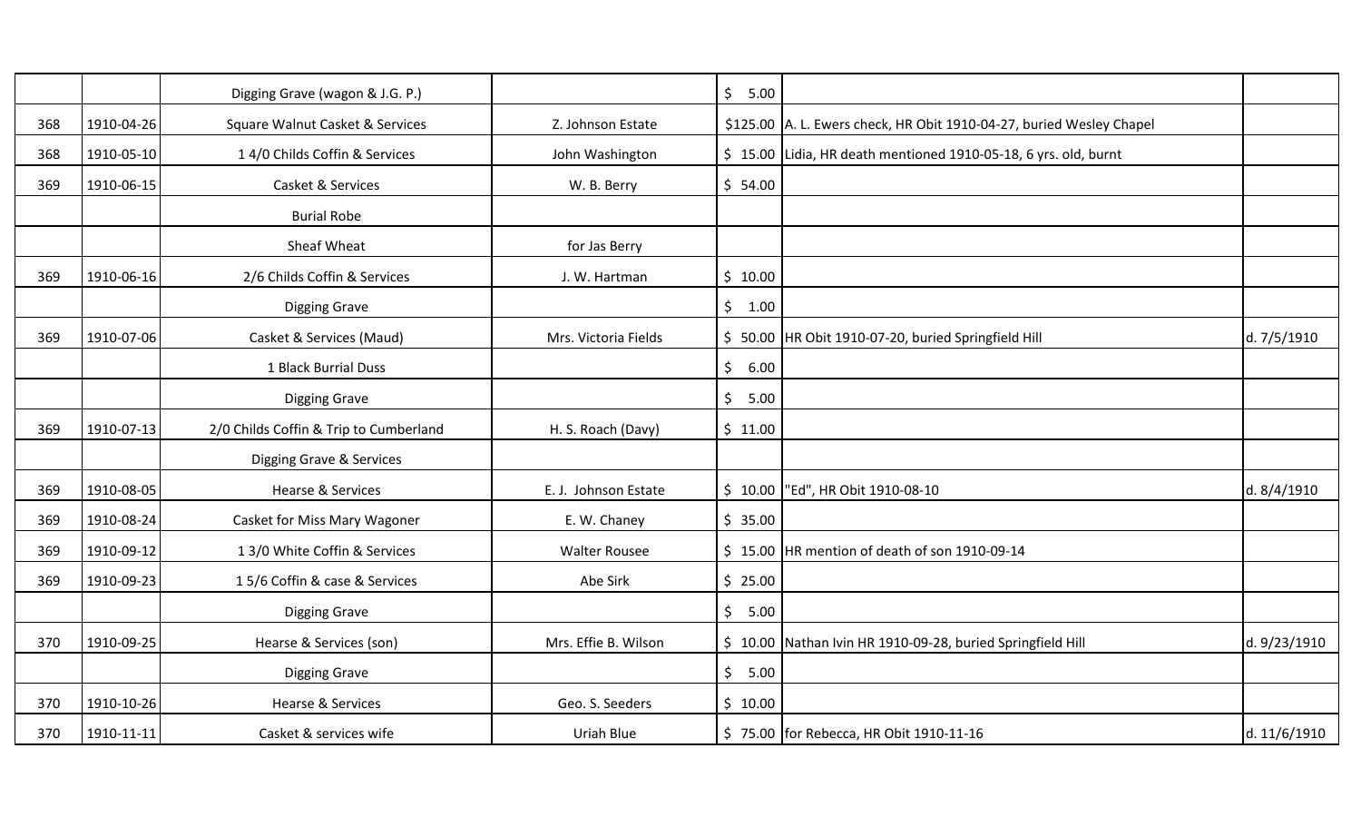| | | | | | | |
|---|---|---|---|---|---|---|
| | | Digging Grave (wagon & J.G. P.) | | $ 5.00 | | |
| 368 | 1910-04-26 | Square Walnut Casket & Services | Z. Johnson Estate | $125.00 | A. L. Ewers check, HR Obit 1910-04-27, buried Wesley Chapel | |
| 368 | 1910-05-10 | 1 4/0 Childs Coffin & Services | John Washington | $ 15.00 | Lidia, HR death mentioned 1910-05-18, 6 yrs. old, burnt | |
| 369 | 1910-06-15 | Casket & Services | W. B. Berry | $ 54.00 | | |
| | | Burial Robe | | | | |
| | | Sheaf Wheat | for Jas Berry | | | |
| 369 | 1910-06-16 | 2/6 Childs Coffin & Services | J. W. Hartman | $ 10.00 | | |
| | | Digging Grave | | $ 1.00 | | |
| 369 | 1910-07-06 | Casket & Services (Maud) | Mrs. Victoria Fields | $ 50.00 | HR Obit 1910-07-20, buried Springfield Hill | d. 7/5/1910 |
| | | 1 Black Burrial Duss | | $ 6.00 | | |
| | | Digging Grave | | $ 5.00 | | |
| 369 | 1910-07-13 | 2/0 Childs Coffin & Trip to Cumberland | H. S. Roach (Davy) | $ 11.00 | | |
| | | Digging Grave & Services | | | | |
| 369 | 1910-08-05 | Hearse & Services | E. J. Johnson Estate | $ 10.00 | "Ed", HR Obit 1910-08-10 | d. 8/4/1910 |
| 369 | 1910-08-24 | Casket for Miss Mary Wagoner | E. W. Chaney | $ 35.00 | | |
| 369 | 1910-09-12 | 1 3/0 White Coffin & Services | Walter Rousee | $ 15.00 | HR mention of death of son 1910-09-14 | |
| 369 | 1910-09-23 | 1 5/6 Coffin & case & Services | Abe Sirk | $ 25.00 | | |
| | | Digging Grave | | $ 5.00 | | |
| 370 | 1910-09-25 | Hearse & Services (son) | Mrs. Effie B. Wilson | $ 10.00 | Nathan Ivin HR 1910-09-28, buried Springfield Hill | d. 9/23/1910 |
| | | Digging Grave | | $ 5.00 | | |
| 370 | 1910-10-26 | Hearse & Services | Geo. S. Seeders | $ 10.00 | | |
| 370 | 1910-11-11 | Casket & services wife | Uriah Blue | $ 75.00 | for Rebecca, HR Obit 1910-11-16 | d. 11/6/1910 |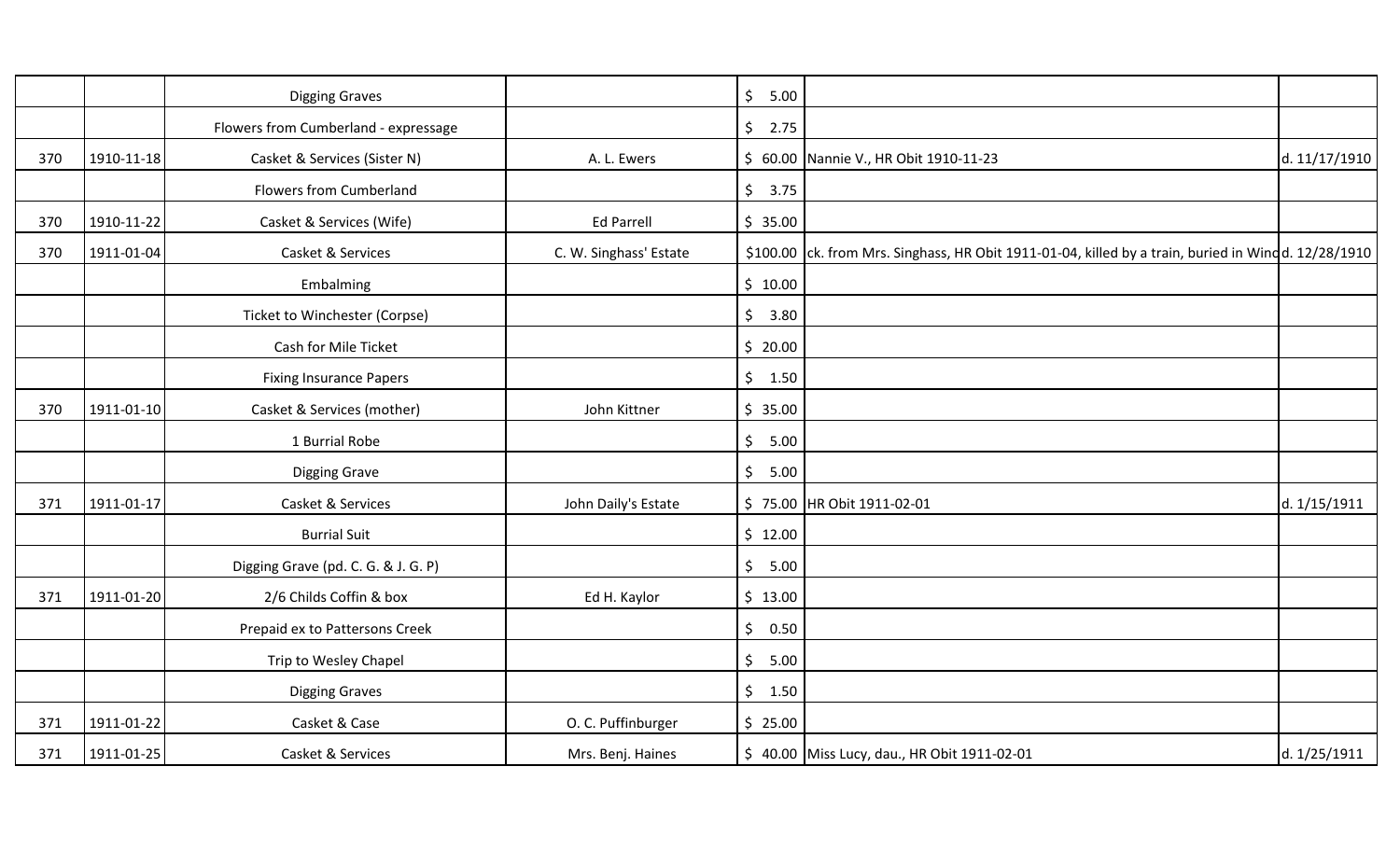| | | | | | | |
|---|---|---|---|---|---|---|
| | | Digging Graves | | $ 5.00 | | |
| | | Flowers from Cumberland - expressage | | $ 2.75 | | |
| 370 | 1910-11-18 | Casket & Services (Sister N) | A. L. Ewers | $ 60.00 | Nannie V., HR Obit 1910-11-23 | d. 11/17/1910 |
| | | Flowers from Cumberland | | $ 3.75 | | |
| 370 | 1910-11-22 | Casket & Services (Wife) | Ed Parrell | $ 35.00 | | |
| 370 | 1911-01-04 | Casket & Services | C. W. Singhass' Estate | $100.00 | ck. from Mrs. Singhass, HR Obit 1911-01-04, killed by a train, buried in Winc | d. 12/28/1910 |
| | | Embalming | | $ 10.00 | | |
| | | Ticket to Winchester (Corpse) | | $ 3.80 | | |
| | | Cash for Mile Ticket | | $ 20.00 | | |
| | | Fixing Insurance Papers | | $ 1.50 | | |
| 370 | 1911-01-10 | Casket & Services (mother) | John Kittner | $ 35.00 | | |
| | | 1 Burrial Robe | | $ 5.00 | | |
| | | Digging Grave | | $ 5.00 | | |
| 371 | 1911-01-17 | Casket & Services | John Daily's Estate | $ 75.00 | HR Obit 1911-02-01 | d. 1/15/1911 |
| | | Burrial Suit | | $ 12.00 | | |
| | | Digging Grave (pd. C. G. & J. G. P) | | $ 5.00 | | |
| 371 | 1911-01-20 | 2/6 Childs Coffin & box | Ed H. Kaylor | $ 13.00 | | |
| | | Prepaid ex to Pattersons Creek | | $ 0.50 | | |
| | | Trip to Wesley Chapel | | $ 5.00 | | |
| | | Digging Graves | | $ 1.50 | | |
| 371 | 1911-01-22 | Casket & Case | O. C. Puffinburger | $ 25.00 | | |
| 371 | 1911-01-25 | Casket & Services | Mrs. Benj. Haines | $ 40.00 | Miss Lucy, dau., HR Obit 1911-02-01 | d. 1/25/1911 |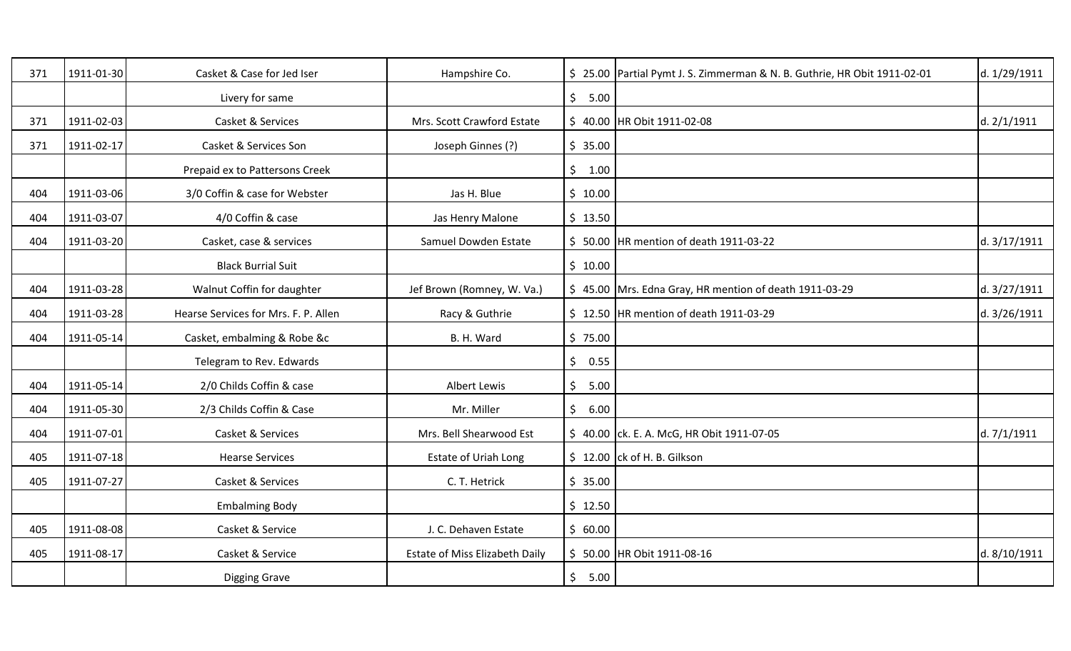| | | | | | | |
|---|---|---|---|---|---|---|
| 371 | 1911-01-30 | Casket & Case for Jed Iser | Hampshire Co. | $ 25.00 | Partial Pymt J. S. Zimmerman & N. B. Guthrie, HR Obit 1911-02-01 | d. 1/29/1911 |
| | | Livery for same | | $ 5.00 | | |
| 371 | 1911-02-03 | Casket & Services | Mrs. Scott Crawford Estate | $ 40.00 | HR Obit 1911-02-08 | d. 2/1/1911 |
| 371 | 1911-02-17 | Casket & Services Son | Joseph Ginnes (?) | $ 35.00 | | |
| | | Prepaid ex to Pattersons Creek | | $ 1.00 | | |
| 404 | 1911-03-06 | 3/0 Coffin & case for Webster | Jas H. Blue | $ 10.00 | | |
| 404 | 1911-03-07 | 4/0 Coffin & case | Jas Henry Malone | $ 13.50 | | |
| 404 | 1911-03-20 | Casket, case & services | Samuel Dowden Estate | $ 50.00 | HR mention of death 1911-03-22 | d. 3/17/1911 |
| | | Black Burrial Suit | | $ 10.00 | | |
| 404 | 1911-03-28 | Walnut Coffin for daughter | Jef Brown (Romney, W. Va.) | $ 45.00 | Mrs. Edna Gray, HR mention of death 1911-03-29 | d. 3/27/1911 |
| 404 | 1911-03-28 | Hearse Services for Mrs. F. P. Allen | Racy & Guthrie | $ 12.50 | HR mention of death 1911-03-29 | d. 3/26/1911 |
| 404 | 1911-05-14 | Casket, embalming & Robe &c | B. H. Ward | $ 75.00 | | |
| | | Telegram to Rev. Edwards | | $ 0.55 | | |
| 404 | 1911-05-14 | 2/0 Childs Coffin & case | Albert Lewis | $ 5.00 | | |
| 404 | 1911-05-30 | 2/3 Childs Coffin & Case | Mr. Miller | $ 6.00 | | |
| 404 | 1911-07-01 | Casket & Services | Mrs. Bell Shearwood Est | $ 40.00 | ck. E. A. McG, HR Obit 1911-07-05 | d. 7/1/1911 |
| 405 | 1911-07-18 | Hearse Services | Estate of Uriah Long | $ 12.00 | ck of H. B. Gilkson | |
| 405 | 1911-07-27 | Casket & Services | C. T. Hetrick | $ 35.00 | | |
| | | Embalming Body | | $ 12.50 | | |
| 405 | 1911-08-08 | Casket & Service | J. C. Dehaven Estate | $ 60.00 | | |
| 405 | 1911-08-17 | Casket & Service | Estate of Miss Elizabeth Daily | $ 50.00 | HR Obit 1911-08-16 | d. 8/10/1911 |
| | | Digging Grave | | $ 5.00 | | |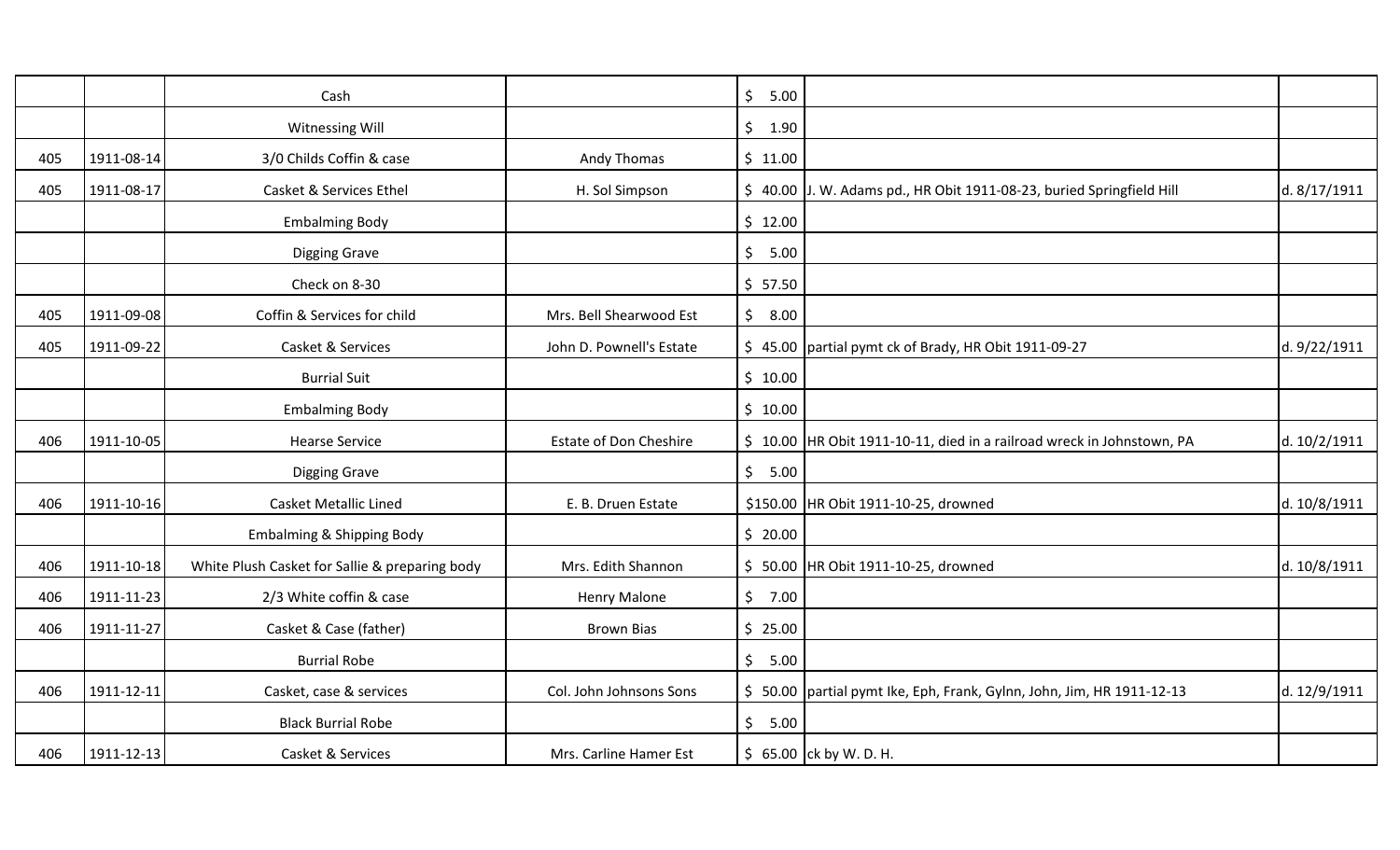| | | | | | | |
|---|---|---|---|---|---|---|
| | | Cash | | $ 5.00 | | |
| | | Witnessing Will | | $ 1.90 | | |
| 405 | 1911-08-14 | 3/0 Childs Coffin & case | Andy Thomas | $ 11.00 | | |
| 405 | 1911-08-17 | Casket & Services Ethel | H. Sol Simpson | $ 40.00 | J. W. Adams pd., HR Obit 1911-08-23, buried Springfield Hill | d. 8/17/1911 |
| | | Embalming Body | | $ 12.00 | | |
| | | Digging Grave | | $ 5.00 | | |
| | | Check on 8-30 | | $ 57.50 | | |
| 405 | 1911-09-08 | Coffin & Services for child | Mrs. Bell Shearwood Est | $ 8.00 | | |
| 405 | 1911-09-22 | Casket & Services | John D. Pownell's Estate | $ 45.00 | partial pymt ck of Brady, HR Obit 1911-09-27 | d. 9/22/1911 |
| | | Burrial Suit | | $ 10.00 | | |
| | | Embalming Body | | $ 10.00 | | |
| 406 | 1911-10-05 | Hearse Service | Estate of Don Cheshire | $ 10.00 | HR Obit 1911-10-11, died in a railroad wreck in Johnstown, PA | d. 10/2/1911 |
| | | Digging Grave | | $ 5.00 | | |
| 406 | 1911-10-16 | Casket Metallic Lined | E. B. Druen Estate | $150.00 | HR Obit 1911-10-25, drowned | d. 10/8/1911 |
| | | Embalming & Shipping Body | | $ 20.00 | | |
| 406 | 1911-10-18 | White Plush Casket for Sallie & preparing body | Mrs. Edith Shannon | $ 50.00 | HR Obit 1911-10-25, drowned | d. 10/8/1911 |
| 406 | 1911-11-23 | 2/3 White coffin & case | Henry Malone | $ 7.00 | | |
| 406 | 1911-11-27 | Casket & Case (father) | Brown Bias | $ 25.00 | | |
| | | Burrial Robe | | $ 5.00 | | |
| 406 | 1911-12-11 | Casket, case & services | Col. John Johnsons Sons | $ 50.00 | partial pymt Ike, Eph, Frank, Gylnn, John, Jim, HR 1911-12-13 | d. 12/9/1911 |
| | | Black Burrial Robe | | $ 5.00 | | |
| 406 | 1911-12-13 | Casket & Services | Mrs. Carline Hamer Est | $ 65.00 | ck by W. D. H. | |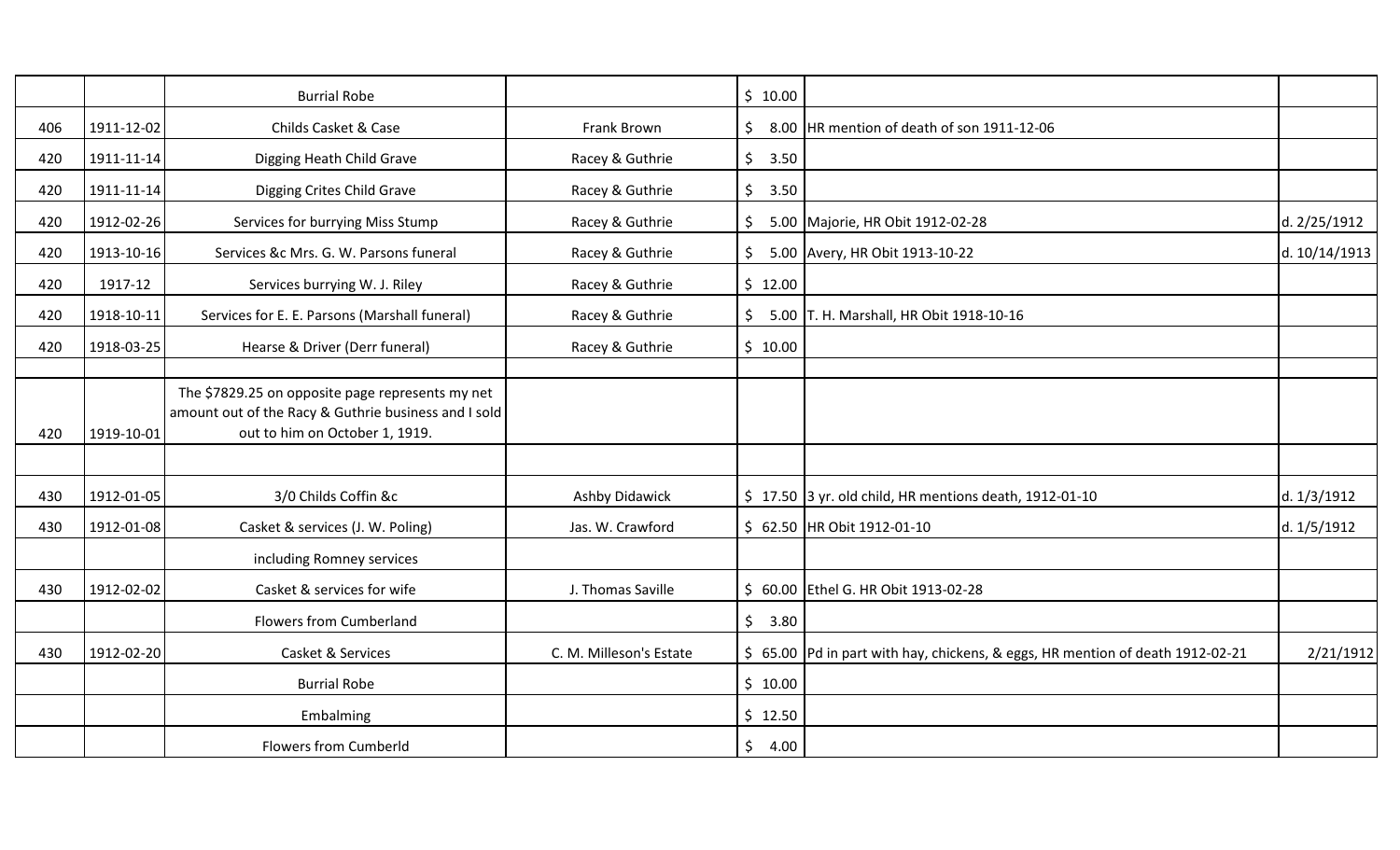| | | | | | | |
|---|---|---|---|---|---|---|
| | | Burrial Robe | | $ 10.00 | | |
| 406 | 1911-12-02 | Childs Casket & Case | Frank Brown | $ 8.00 | HR mention of death of son 1911-12-06 | |
| 420 | 1911-11-14 | Digging Heath Child Grave | Racey & Guthrie | $ 3.50 | | |
| 420 | 1911-11-14 | Digging Crites Child Grave | Racey & Guthrie | $ 3.50 | | |
| 420 | 1912-02-26 | Services for burrying Miss Stump | Racey & Guthrie | $ 5.00 | Majorie, HR Obit 1912-02-28 | d. 2/25/1912 |
| 420 | 1913-10-16 | Services &c Mrs. G. W. Parsons funeral | Racey & Guthrie | $ 5.00 | Avery, HR Obit 1913-10-22 | d. 10/14/1913 |
| 420 | 1917-12 | Services burrying W. J. Riley | Racey & Guthrie | $ 12.00 | | |
| 420 | 1918-10-11 | Services for E. E. Parsons (Marshall funeral) | Racey & Guthrie | $ 5.00 | T. H. Marshall, HR Obit 1918-10-16 | |
| 420 | 1918-03-25 | Hearse & Driver (Derr funeral) | Racey & Guthrie | $ 10.00 | | |
| | | | | | | |
| 420 | 1919-10-01 | The $7829.25 on opposite page represents my net amount out of the Racy & Guthrie business and I sold out to him on October 1, 1919. | | | | |
| | | | | | | |
| 430 | 1912-01-05 | 3/0 Childs Coffin &c | Ashby Didawick | $ 17.50 | 3 yr. old child, HR mentions death, 1912-01-10 | d. 1/3/1912 |
| 430 | 1912-01-08 | Casket & services (J. W. Poling) | Jas. W. Crawford | $ 62.50 | HR Obit 1912-01-10 | d. 1/5/1912 |
| | | including Romney services | | | | |
| 430 | 1912-02-02 | Casket & services for wife | J. Thomas Saville | $ 60.00 | Ethel G. HR Obit 1913-02-28 | |
| | | Flowers from Cumberland | | $ 3.80 | | |
| 430 | 1912-02-20 | Casket & Services | C. M. Milleson's Estate | $ 65.00 | Pd in part with hay, chickens, & eggs, HR mention of death 1912-02-21 | 2/21/1912 |
| | | Burrial Robe | | $ 10.00 | | |
| | | Embalming | | $ 12.50 | | |
| | | Flowers from Cumberld | | $ 4.00 | | |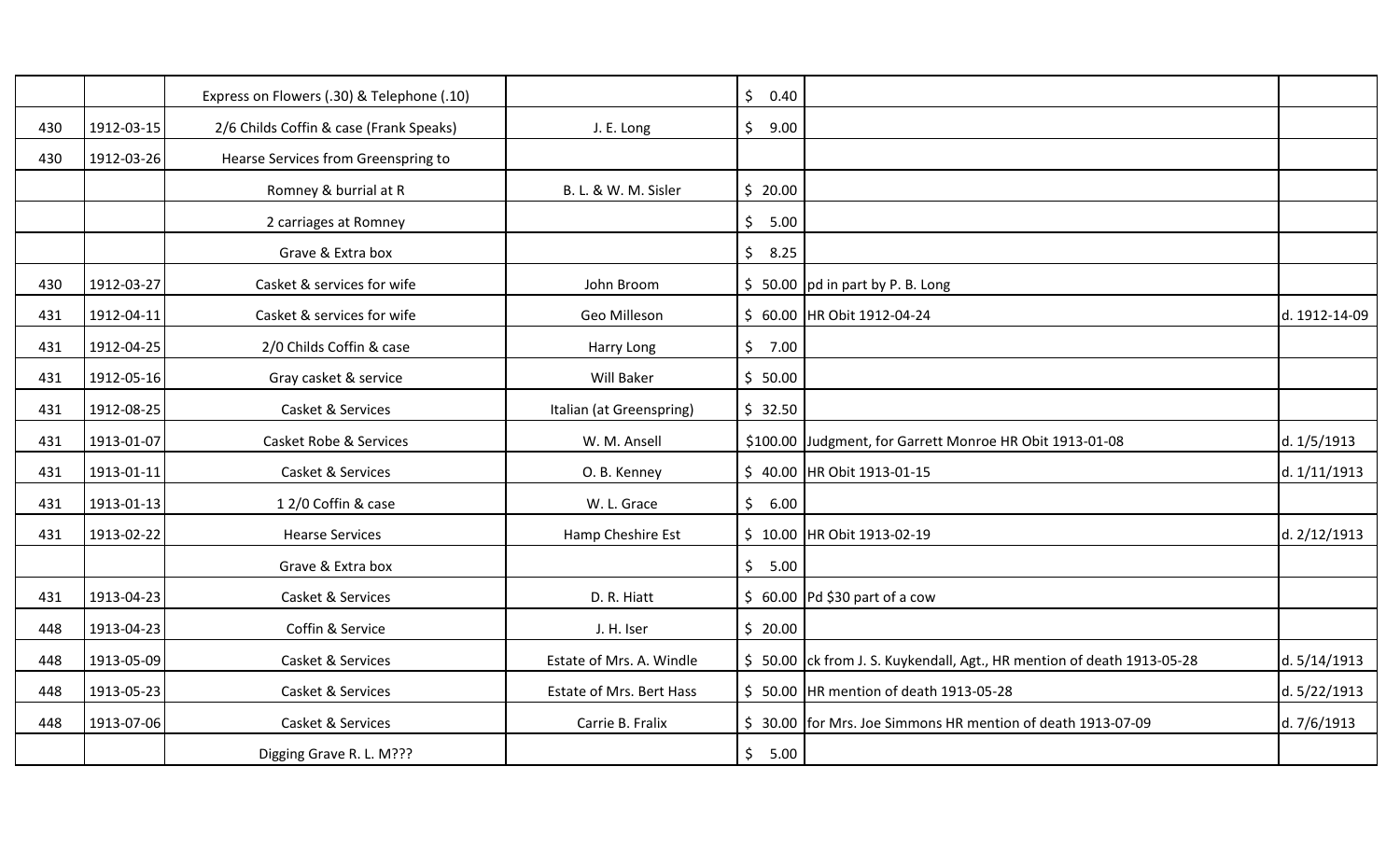| | | | | | | |
|---|---|---|---|---|---|---|
| | | Express on Flowers (.30) & Telephone (.10) | | $ 0.40 | | |
| 430 | 1912-03-15 | 2/6 Childs Coffin & case (Frank Speaks) | J. E. Long | $ 9.00 | | |
| 430 | 1912-03-26 | Hearse Services from Greenspring to | | | | |
| | | Romney & burrial at R | B. L. & W. M. Sisler | $ 20.00 | | |
| | | 2 carriages at Romney | | $ 5.00 | | |
| | | Grave & Extra box | | $ 8.25 | | |
| 430 | 1912-03-27 | Casket & services for wife | John Broom | $ 50.00 | pd in part by P. B. Long | |
| 431 | 1912-04-11 | Casket & services for wife | Geo Milleson | $ 60.00 | HR Obit 1912-04-24 | d. 1912-14-09 |
| 431 | 1912-04-25 | 2/0 Childs Coffin & case | Harry Long | $ 7.00 | | |
| 431 | 1912-05-16 | Gray casket & service | Will Baker | $ 50.00 | | |
| 431 | 1912-08-25 | Casket & Services | Italian (at Greenspring) | $ 32.50 | | |
| 431 | 1913-01-07 | Casket Robe & Services | W. M. Ansell | $100.00 | Judgment, for Garrett Monroe HR Obit 1913-01-08 | d. 1/5/1913 |
| 431 | 1913-01-11 | Casket & Services | O. B. Kenney | $ 40.00 | HR Obit 1913-01-15 | d. 1/11/1913 |
| 431 | 1913-01-13 | 1 2/0 Coffin & case | W. L. Grace | $ 6.00 | | |
| 431 | 1913-02-22 | Hearse Services | Hamp Cheshire Est | $ 10.00 | HR Obit 1913-02-19 | d. 2/12/1913 |
| | | Grave & Extra box | | $ 5.00 | | |
| 431 | 1913-04-23 | Casket & Services | D. R. Hiatt | $ 60.00 | Pd $30 part of a cow | |
| 448 | 1913-04-23 | Coffin & Service | J. H. Iser | $ 20.00 | | |
| 448 | 1913-05-09 | Casket & Services | Estate of Mrs. A. Windle | $ 50.00 | ck from J. S. Kuykendall, Agt., HR mention of death 1913-05-28 | d. 5/14/1913 |
| 448 | 1913-05-23 | Casket & Services | Estate of Mrs. Bert Hass | $ 50.00 | HR mention of death 1913-05-28 | d. 5/22/1913 |
| 448 | 1913-07-06 | Casket & Services | Carrie B. Fralix | $ 30.00 | for Mrs. Joe Simmons HR mention of death 1913-07-09 | d. 7/6/1913 |
| | | Digging Grave R. L. M??? | | $ 5.00 | | |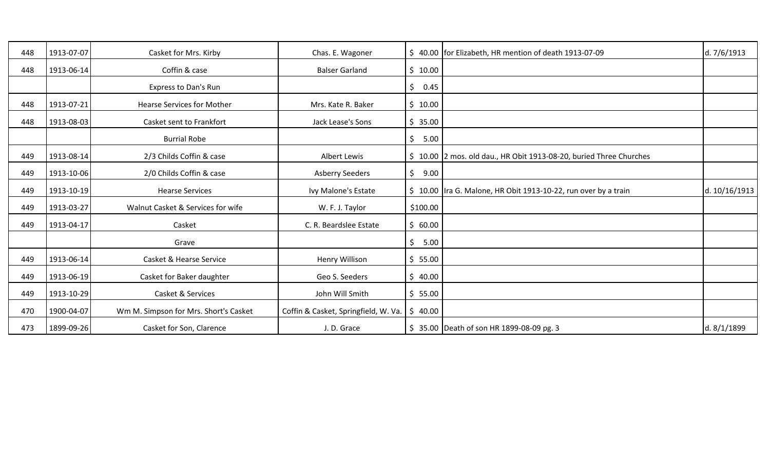| | | | | | | |
|---|---|---|---|---|---|---|
| 448 | 1913-07-07 | Casket for Mrs. Kirby | Chas. E. Wagoner | $ 40.00 | for Elizabeth, HR mention of death 1913-07-09 | d. 7/6/1913 |
| 448 | 1913-06-14 | Coffin & case | Balser Garland | $ 10.00 | | |
| | | Express to Dan's Run | | $ 0.45 | | |
| 448 | 1913-07-21 | Hearse Services for Mother | Mrs. Kate R. Baker | $ 10.00 | | |
| 448 | 1913-08-03 | Casket sent to Frankfort | Jack Lease's Sons | $ 35.00 | | |
| | | Burrial Robe | | $ 5.00 | | |
| 449 | 1913-08-14 | 2/3 Childs Coffin & case | Albert Lewis | $ 10.00 | 2 mos. old dau., HR Obit 1913-08-20, buried Three Churches | |
| 449 | 1913-10-06 | 2/0 Childs Coffin & case | Asberry Seeders | $ 9.00 | | |
| 449 | 1913-10-19 | Hearse Services | Ivy Malone's Estate | $ 10.00 | Ira G. Malone, HR Obit 1913-10-22, run over by a train | d. 10/16/1913 |
| 449 | 1913-03-27 | Walnut Casket & Services for wife | W. F. J. Taylor | $100.00 | | |
| 449 | 1913-04-17 | Casket | C. R. Beardslee Estate | $ 60.00 | | |
| | | Grave | | $ 5.00 | | |
| 449 | 1913-06-14 | Casket & Hearse Service | Henry Willison | $ 55.00 | | |
| 449 | 1913-06-19 | Casket for Baker daughter | Geo S. Seeders | $ 40.00 | | |
| 449 | 1913-10-29 | Casket & Services | John Will Smith | $ 55.00 | | |
| 470 | 1900-04-07 | Wm M. Simpson for Mrs. Short's Casket | Coffin & Casket, Springfield, W. Va. | $ 40.00 | | |
| 473 | 1899-09-26 | Casket for Son, Clarence | J. D. Grace | $ 35.00 | Death of son HR 1899-08-09 pg. 3 | d. 8/1/1899 |